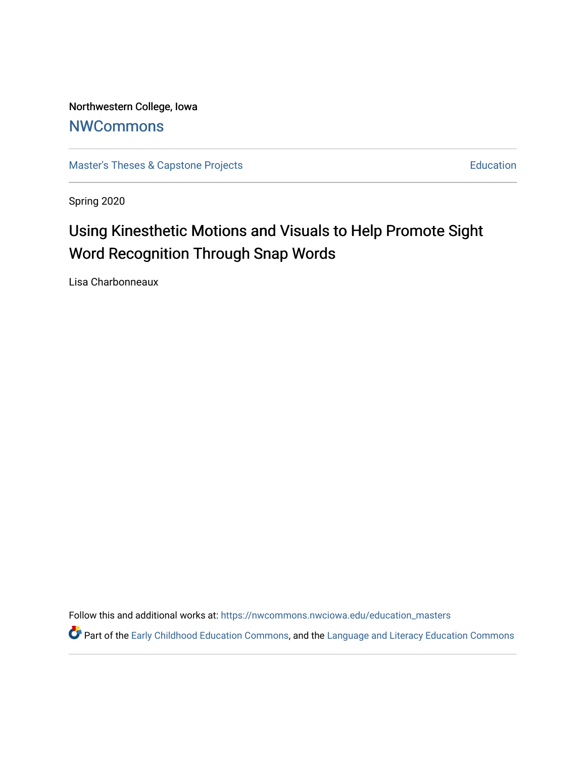Northwestern College, Iowa

# NWCommons

Master's Theses & Capstone Projects | Education

Spring 2020

# Using Kinesthetic Motions and Visuals to Help Promote Sight Word Recognition Through Snap Words

Lisa Charbonneaux

Follow this and additional works at: https://nwcommons.nwciowa.edu/education_masters

Part of the Early Childhood Education Commons, and the Language and Literacy Education Commons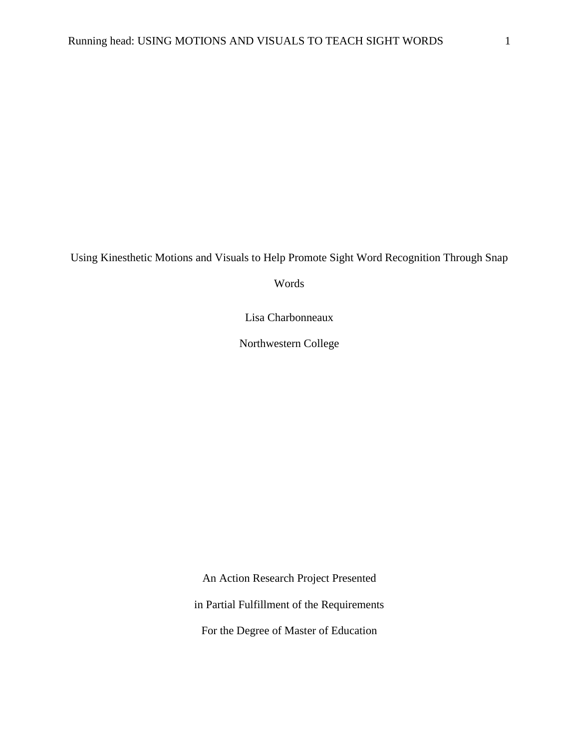# Using Kinesthetic Motions and Visuals to Help Promote Sight Word Recognition Through Snap Words

Lisa Charbonneaux

Northwestern College

An Action Research Project Presented

in Partial Fulfillment of the Requirements

For the Degree of Master of Education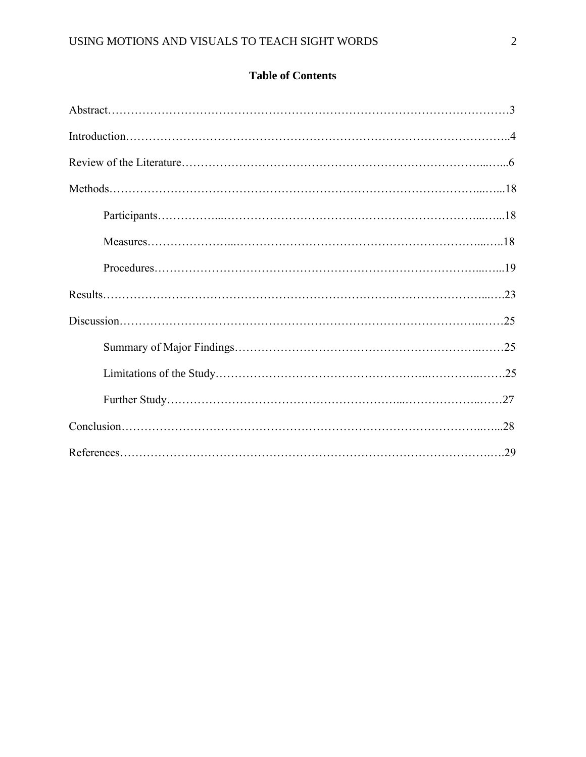**Table of Contents**

Abstract…………………………………………………………………………………………3

Introduction……………………………………………………………………………………..4

Review of the Literature……………………………………………………………………...…...6

Methods…………………………………………………………………………………...…...18

    Participants……………...……………………………………………………………...…...18

    Measures…………………...………………………………………………………...…..18

    Procedures………………………………………………………………………...…...19

Results……………………………………………………………………………………...….23

Discussion…………………………………………………………………………………..……25

    Summary of Major Findings……………………………………………………..……25

    Limitations of the Study……………………………………………..…………..…….25

    Further Study…………………………………………………...………………..……27

Conclusion……………………………………………………………………………..…...28

References……………………………………………………………………………….….29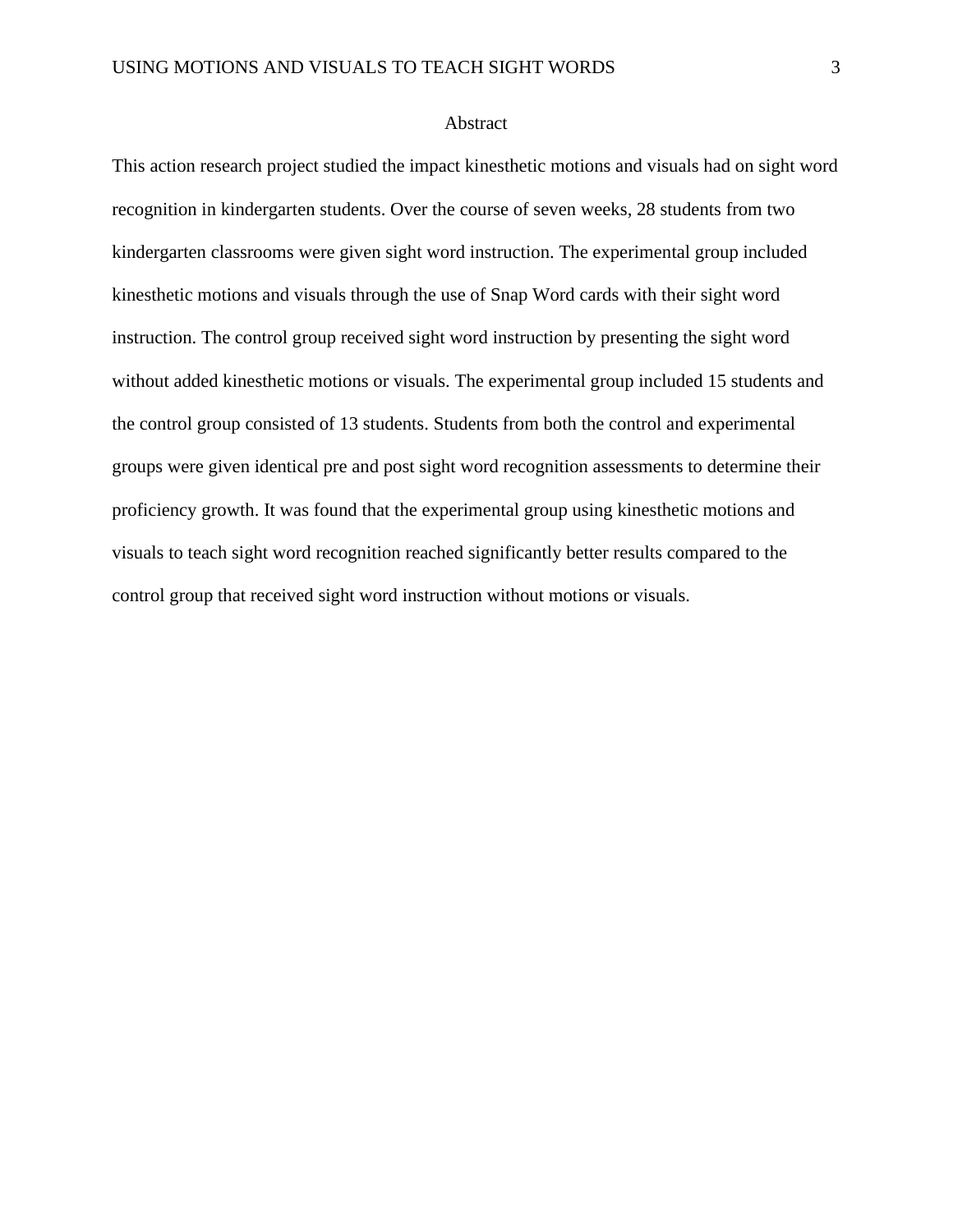# Abstract

This action research project studied the impact kinesthetic motions and visuals had on sight word recognition in kindergarten students. Over the course of seven weeks, 28 students from two kindergarten classrooms were given sight word instruction. The experimental group included kinesthetic motions and visuals through the use of Snap Word cards with their sight word instruction. The control group received sight word instruction by presenting the sight word without added kinesthetic motions or visuals. The experimental group included 15 students and the control group consisted of 13 students. Students from both the control and experimental groups were given identical pre and post sight word recognition assessments to determine their proficiency growth. It was found that the experimental group using kinesthetic motions and visuals to teach sight word recognition reached significantly better results compared to the control group that received sight word instruction without motions or visuals.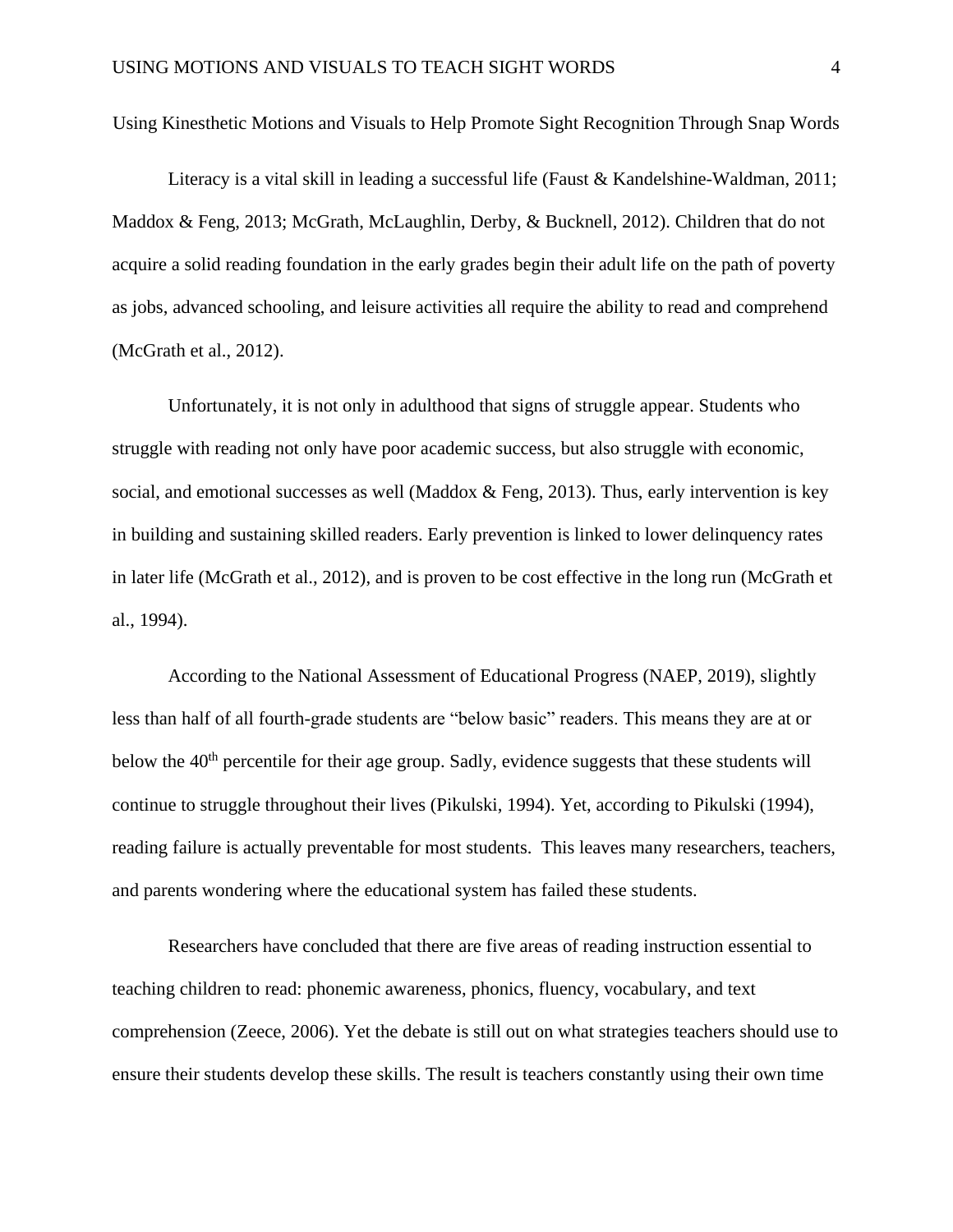# Using Kinesthetic Motions and Visuals to Help Promote Sight Recognition Through Snap Words

Literacy is a vital skill in leading a successful life (Faust & Kandelshine-Waldman, 2011; Maddox & Feng, 2013; McGrath, McLaughlin, Derby, & Bucknell, 2012). Children that do not acquire a solid reading foundation in the early grades begin their adult life on the path of poverty as jobs, advanced schooling, and leisure activities all require the ability to read and comprehend (McGrath et al., 2012).

Unfortunately, it is not only in adulthood that signs of struggle appear. Students who struggle with reading not only have poor academic success, but also struggle with economic, social, and emotional successes as well (Maddox & Feng, 2013). Thus, early intervention is key in building and sustaining skilled readers. Early prevention is linked to lower delinquency rates in later life (McGrath et al., 2012), and is proven to be cost effective in the long run (McGrath et al., 1994).

According to the National Assessment of Educational Progress (NAEP, 2019), slightly less than half of all fourth-grade students are "below basic" readers. This means they are at or below the 40th percentile for their age group. Sadly, evidence suggests that these students will continue to struggle throughout their lives (Pikulski, 1994). Yet, according to Pikulski (1994), reading failure is actually preventable for most students. This leaves many researchers, teachers, and parents wondering where the educational system has failed these students.

Researchers have concluded that there are five areas of reading instruction essential to teaching children to read: phonemic awareness, phonics, fluency, vocabulary, and text comprehension (Zeece, 2006). Yet the debate is still out on what strategies teachers should use to ensure their students develop these skills. The result is teachers constantly using their own time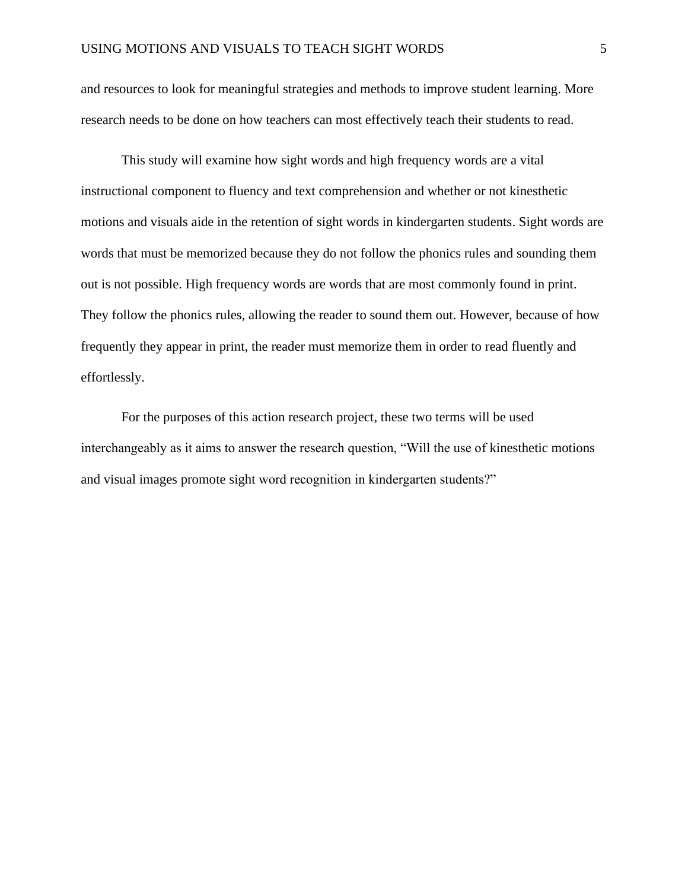and resources to look for meaningful strategies and methods to improve student learning. More research needs to be done on how teachers can most effectively teach their students to read.

This study will examine how sight words and high frequency words are a vital instructional component to fluency and text comprehension and whether or not kinesthetic motions and visuals aide in the retention of sight words in kindergarten students. Sight words are words that must be memorized because they do not follow the phonics rules and sounding them out is not possible. High frequency words are words that are most commonly found in print. They follow the phonics rules, allowing the reader to sound them out. However, because of how frequently they appear in print, the reader must memorize them in order to read fluently and effortlessly.

For the purposes of this action research project, these two terms will be used interchangeably as it aims to answer the research question, “Will the use of kinesthetic motions and visual images promote sight word recognition in kindergarten students?”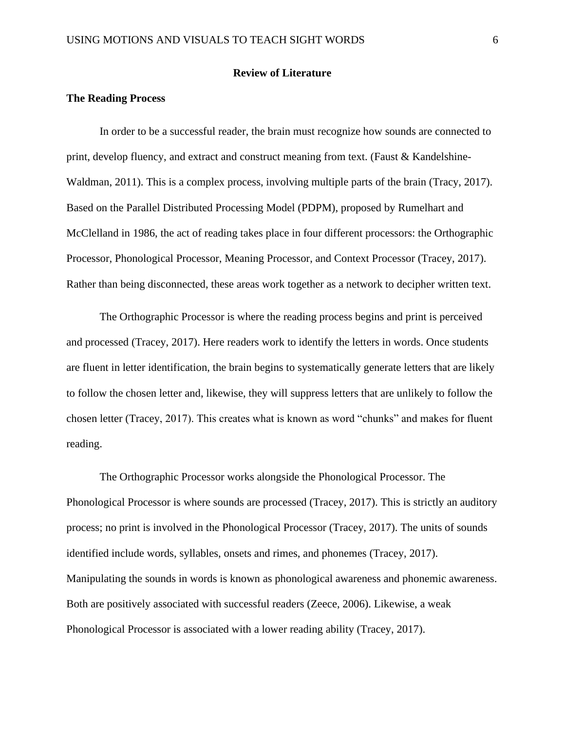## Review of Literature

### The Reading Process

In order to be a successful reader, the brain must recognize how sounds are connected to print, develop fluency, and extract and construct meaning from text. (Faust & Kandelshine-Waldman, 2011). This is a complex process, involving multiple parts of the brain (Tracy, 2017). Based on the Parallel Distributed Processing Model (PDPM), proposed by Rumelhart and McClelland in 1986, the act of reading takes place in four different processors: the Orthographic Processor, Phonological Processor, Meaning Processor, and Context Processor (Tracey, 2017). Rather than being disconnected, these areas work together as a network to decipher written text.

The Orthographic Processor is where the reading process begins and print is perceived and processed (Tracey, 2017). Here readers work to identify the letters in words. Once students are fluent in letter identification, the brain begins to systematically generate letters that are likely to follow the chosen letter and, likewise, they will suppress letters that are unlikely to follow the chosen letter (Tracey, 2017). This creates what is known as word "chunks" and makes for fluent reading.

The Orthographic Processor works alongside the Phonological Processor. The Phonological Processor is where sounds are processed (Tracey, 2017). This is strictly an auditory process; no print is involved in the Phonological Processor (Tracey, 2017). The units of sounds identified include words, syllables, onsets and rimes, and phonemes (Tracey, 2017). Manipulating the sounds in words is known as phonological awareness and phonemic awareness. Both are positively associated with successful readers (Zeece, 2006). Likewise, a weak Phonological Processor is associated with a lower reading ability (Tracey, 2017).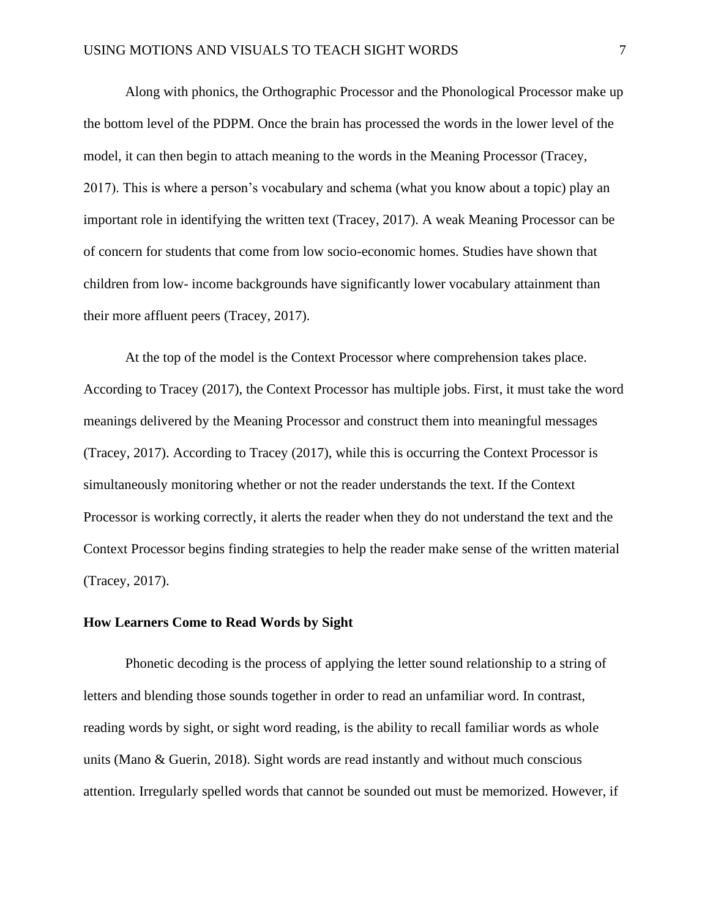Along with phonics, the Orthographic Processor and the Phonological Processor make up the bottom level of the PDPM. Once the brain has processed the words in the lower level of the model, it can then begin to attach meaning to the words in the Meaning Processor (Tracey, 2017). This is where a person's vocabulary and schema (what you know about a topic) play an important role in identifying the written text (Tracey, 2017). A weak Meaning Processor can be of concern for students that come from low socio-economic homes. Studies have shown that children from low- income backgrounds have significantly lower vocabulary attainment than their more affluent peers (Tracey, 2017).

At the top of the model is the Context Processor where comprehension takes place. According to Tracey (2017), the Context Processor has multiple jobs. First, it must take the word meanings delivered by the Meaning Processor and construct them into meaningful messages (Tracey, 2017). According to Tracey (2017), while this is occurring the Context Processor is simultaneously monitoring whether or not the reader understands the text. If the Context Processor is working correctly, it alerts the reader when they do not understand the text and the Context Processor begins finding strategies to help the reader make sense of the written material (Tracey, 2017).

## How Learners Come to Read Words by Sight

Phonetic decoding is the process of applying the letter sound relationship to a string of letters and blending those sounds together in order to read an unfamiliar word. In contrast, reading words by sight, or sight word reading, is the ability to recall familiar words as whole units (Mano & Guerin, 2018). Sight words are read instantly and without much conscious attention. Irregularly spelled words that cannot be sounded out must be memorized. However, if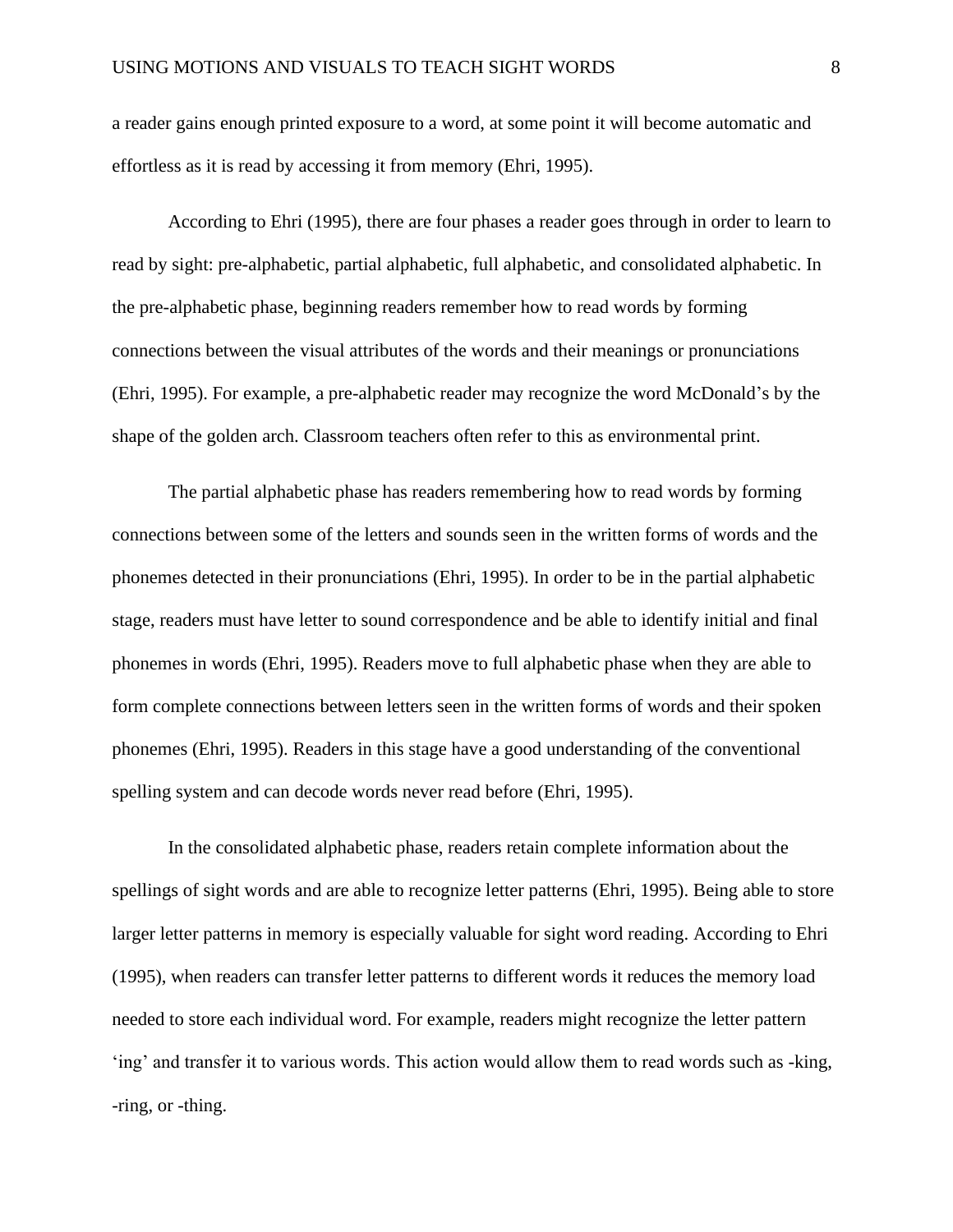a reader gains enough printed exposure to a word, at some point it will become automatic and effortless as it is read by accessing it from memory (Ehri, 1995).

According to Ehri (1995), there are four phases a reader goes through in order to learn to read by sight: pre-alphabetic, partial alphabetic, full alphabetic, and consolidated alphabetic. In the pre-alphabetic phase, beginning readers remember how to read words by forming connections between the visual attributes of the words and their meanings or pronunciations (Ehri, 1995). For example, a pre-alphabetic reader may recognize the word McDonald's by the shape of the golden arch. Classroom teachers often refer to this as environmental print.

The partial alphabetic phase has readers remembering how to read words by forming connections between some of the letters and sounds seen in the written forms of words and the phonemes detected in their pronunciations (Ehri, 1995). In order to be in the partial alphabetic stage, readers must have letter to sound correspondence and be able to identify initial and final phonemes in words (Ehri, 1995). Readers move to full alphabetic phase when they are able to form complete connections between letters seen in the written forms of words and their spoken phonemes (Ehri, 1995). Readers in this stage have a good understanding of the conventional spelling system and can decode words never read before (Ehri, 1995).

In the consolidated alphabetic phase, readers retain complete information about the spellings of sight words and are able to recognize letter patterns (Ehri, 1995). Being able to store larger letter patterns in memory is especially valuable for sight word reading. According to Ehri (1995), when readers can transfer letter patterns to different words it reduces the memory load needed to store each individual word. For example, readers might recognize the letter pattern 'ing' and transfer it to various words. This action would allow them to read words such as -king, -ring, or -thing.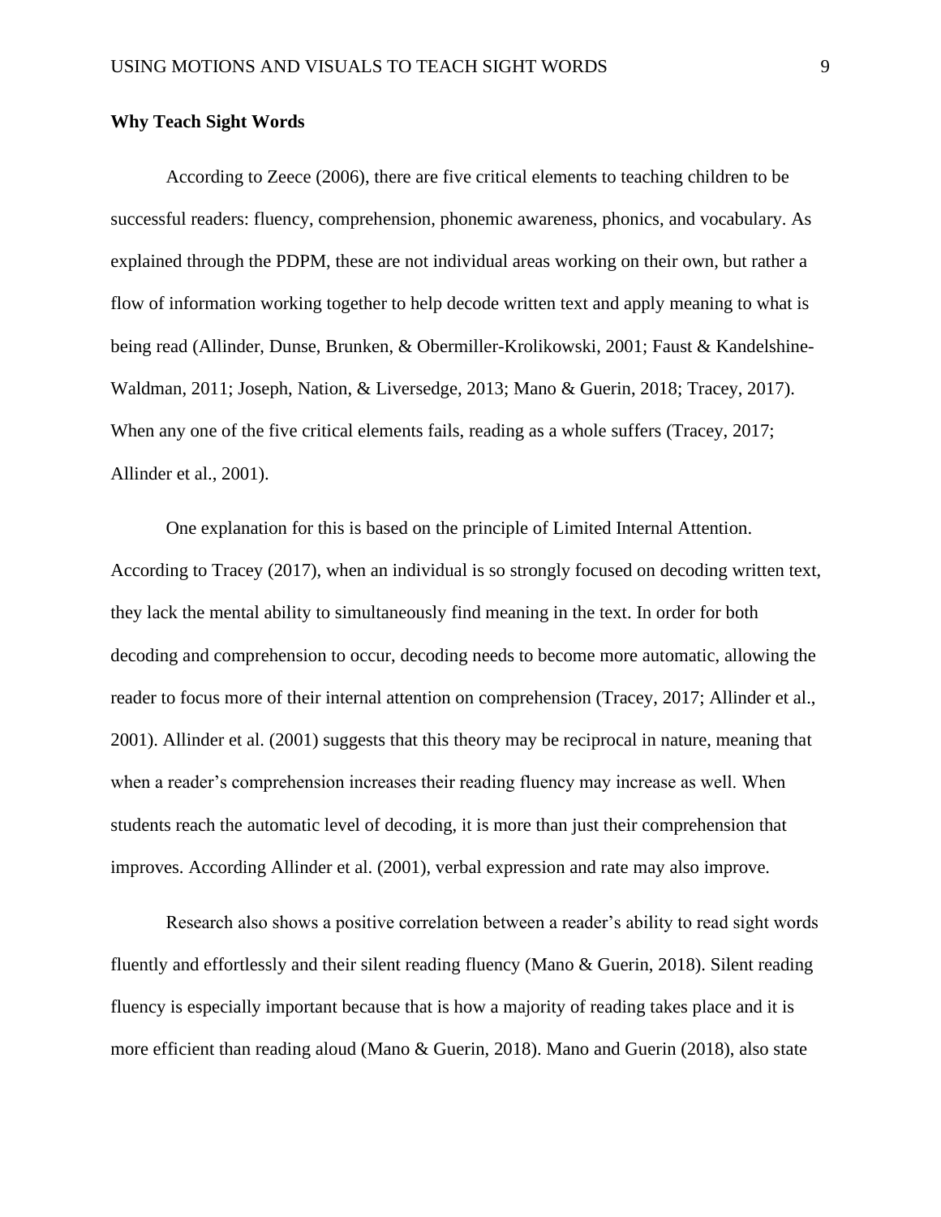**Why Teach Sight Words**

According to Zeece (2006), there are five critical elements to teaching children to be successful readers: fluency, comprehension, phonemic awareness, phonics, and vocabulary. As explained through the PDPM, these are not individual areas working on their own, but rather a flow of information working together to help decode written text and apply meaning to what is being read (Allinder, Dunse, Brunken, & Obermiller-Krolikowski, 2001; Faust & Kandelshine-Waldman, 2011; Joseph, Nation, & Liversedge, 2013; Mano & Guerin, 2018; Tracey, 2017). When any one of the five critical elements fails, reading as a whole suffers (Tracey, 2017; Allinder et al., 2001).

One explanation for this is based on the principle of Limited Internal Attention. According to Tracey (2017), when an individual is so strongly focused on decoding written text, they lack the mental ability to simultaneously find meaning in the text. In order for both decoding and comprehension to occur, decoding needs to become more automatic, allowing the reader to focus more of their internal attention on comprehension (Tracey, 2017; Allinder et al., 2001). Allinder et al. (2001) suggests that this theory may be reciprocal in nature, meaning that when a reader's comprehension increases their reading fluency may increase as well. When students reach the automatic level of decoding, it is more than just their comprehension that improves. According Allinder et al. (2001), verbal expression and rate may also improve.

Research also shows a positive correlation between a reader's ability to read sight words fluently and effortlessly and their silent reading fluency (Mano & Guerin, 2018). Silent reading fluency is especially important because that is how a majority of reading takes place and it is more efficient than reading aloud (Mano & Guerin, 2018). Mano and Guerin (2018), also state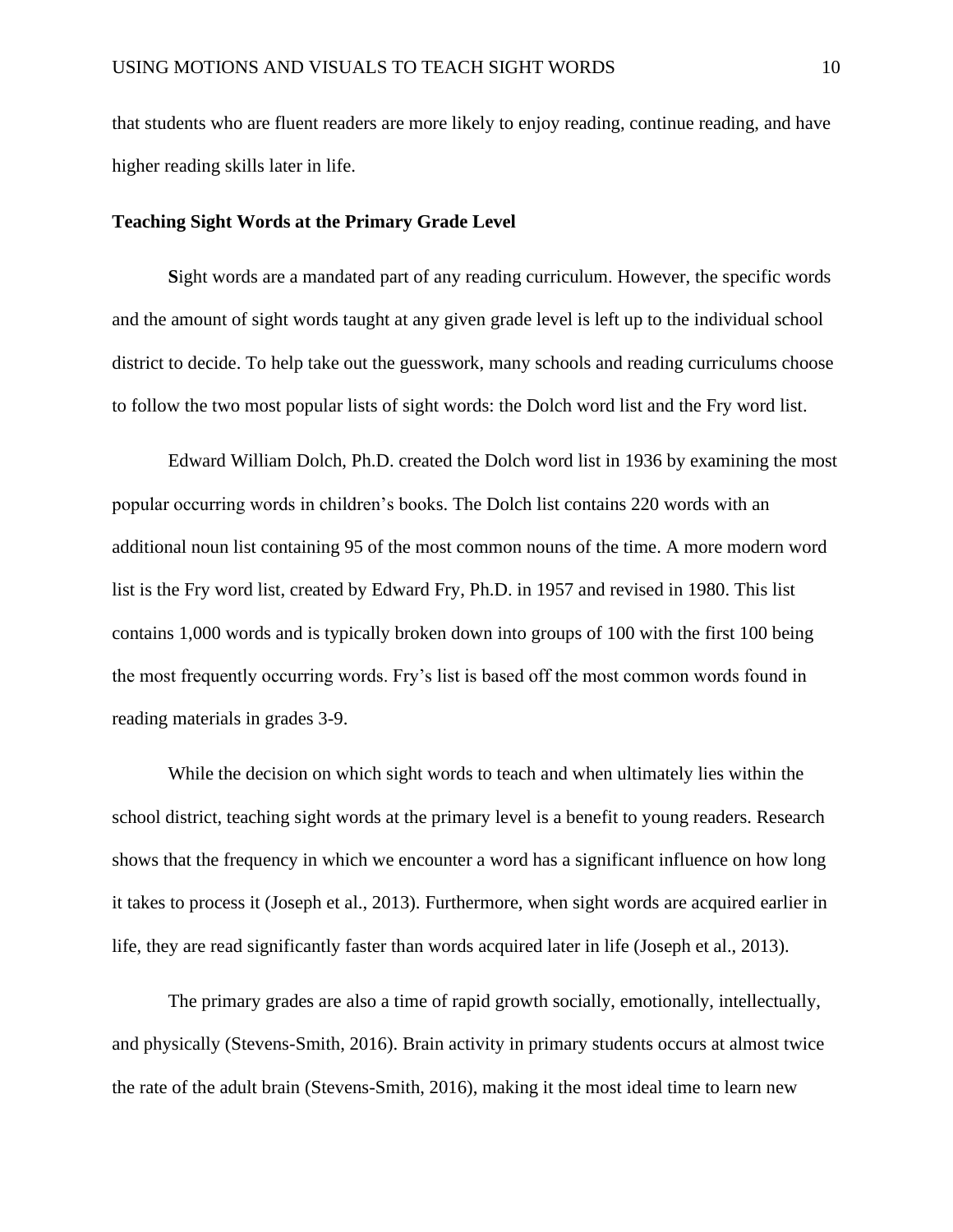that students who are fluent readers are more likely to enjoy reading, continue reading, and have higher reading skills later in life.

**Teaching Sight Words at the Primary Grade Level**

**S**ight words are a mandated part of any reading curriculum. However, the specific words and the amount of sight words taught at any given grade level is left up to the individual school district to decide. To help take out the guesswork, many schools and reading curriculums choose to follow the two most popular lists of sight words: the Dolch word list and the Fry word list.

Edward William Dolch, Ph.D. created the Dolch word list in 1936 by examining the most popular occurring words in children's books. The Dolch list contains 220 words with an additional noun list containing 95 of the most common nouns of the time. A more modern word list is the Fry word list, created by Edward Fry, Ph.D. in 1957 and revised in 1980. This list contains 1,000 words and is typically broken down into groups of 100 with the first 100 being the most frequently occurring words. Fry's list is based off the most common words found in reading materials in grades 3-9.

While the decision on which sight words to teach and when ultimately lies within the school district, teaching sight words at the primary level is a benefit to young readers. Research shows that the frequency in which we encounter a word has a significant influence on how long it takes to process it (Joseph et al., 2013). Furthermore, when sight words are acquired earlier in life, they are read significantly faster than words acquired later in life (Joseph et al., 2013).

The primary grades are also a time of rapid growth socially, emotionally, intellectually, and physically (Stevens-Smith, 2016). Brain activity in primary students occurs at almost twice the rate of the adult brain (Stevens-Smith, 2016), making it the most ideal time to learn new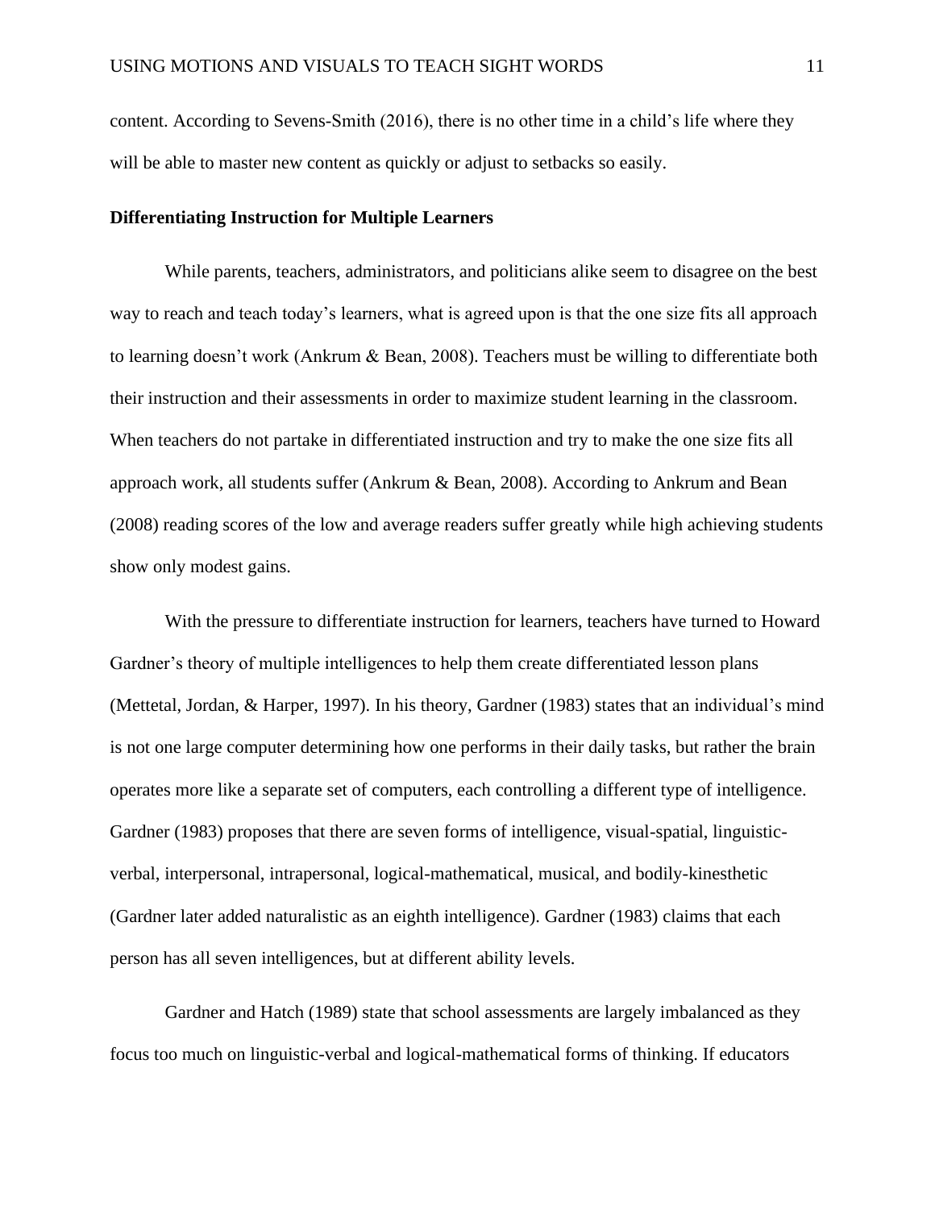content. According to Sevens-Smith (2016), there is no other time in a child's life where they will be able to master new content as quickly or adjust to setbacks so easily.

**Differentiating Instruction for Multiple Learners**

While parents, teachers, administrators, and politicians alike seem to disagree on the best way to reach and teach today's learners, what is agreed upon is that the one size fits all approach to learning doesn't work (Ankrum & Bean, 2008). Teachers must be willing to differentiate both their instruction and their assessments in order to maximize student learning in the classroom. When teachers do not partake in differentiated instruction and try to make the one size fits all approach work, all students suffer (Ankrum & Bean, 2008). According to Ankrum and Bean (2008) reading scores of the low and average readers suffer greatly while high achieving students show only modest gains.

With the pressure to differentiate instruction for learners, teachers have turned to Howard Gardner's theory of multiple intelligences to help them create differentiated lesson plans (Mettetal, Jordan, & Harper, 1997). In his theory, Gardner (1983) states that an individual's mind is not one large computer determining how one performs in their daily tasks, but rather the brain operates more like a separate set of computers, each controlling a different type of intelligence. Gardner (1983) proposes that there are seven forms of intelligence, visual-spatial, linguistic-verbal, interpersonal, intrapersonal, logical-mathematical, musical, and bodily-kinesthetic (Gardner later added naturalistic as an eighth intelligence). Gardner (1983) claims that each person has all seven intelligences, but at different ability levels.

Gardner and Hatch (1989) state that school assessments are largely imbalanced as they focus too much on linguistic-verbal and logical-mathematical forms of thinking. If educators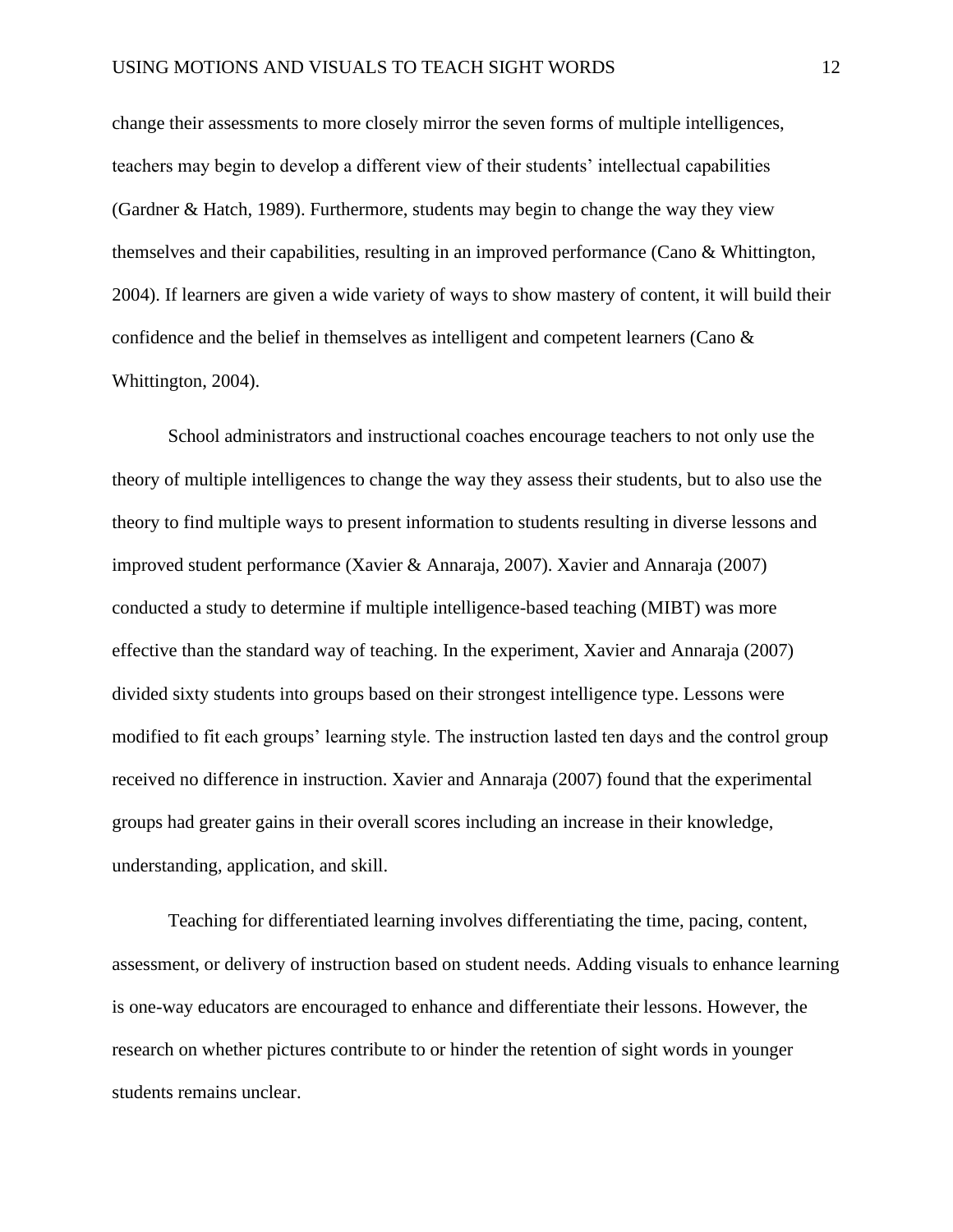change their assessments to more closely mirror the seven forms of multiple intelligences, teachers may begin to develop a different view of their students' intellectual capabilities (Gardner & Hatch, 1989). Furthermore, students may begin to change the way they view themselves and their capabilities, resulting in an improved performance (Cano & Whittington, 2004). If learners are given a wide variety of ways to show mastery of content, it will build their confidence and the belief in themselves as intelligent and competent learners (Cano & Whittington, 2004).

School administrators and instructional coaches encourage teachers to not only use the theory of multiple intelligences to change the way they assess their students, but to also use the theory to find multiple ways to present information to students resulting in diverse lessons and improved student performance (Xavier & Annaraja, 2007). Xavier and Annaraja (2007) conducted a study to determine if multiple intelligence-based teaching (MIBT) was more effective than the standard way of teaching. In the experiment, Xavier and Annaraja (2007) divided sixty students into groups based on their strongest intelligence type. Lessons were modified to fit each groups' learning style. The instruction lasted ten days and the control group received no difference in instruction. Xavier and Annaraja (2007) found that the experimental groups had greater gains in their overall scores including an increase in their knowledge, understanding, application, and skill.

Teaching for differentiated learning involves differentiating the time, pacing, content, assessment, or delivery of instruction based on student needs. Adding visuals to enhance learning is one-way educators are encouraged to enhance and differentiate their lessons. However, the research on whether pictures contribute to or hinder the retention of sight words in younger students remains unclear.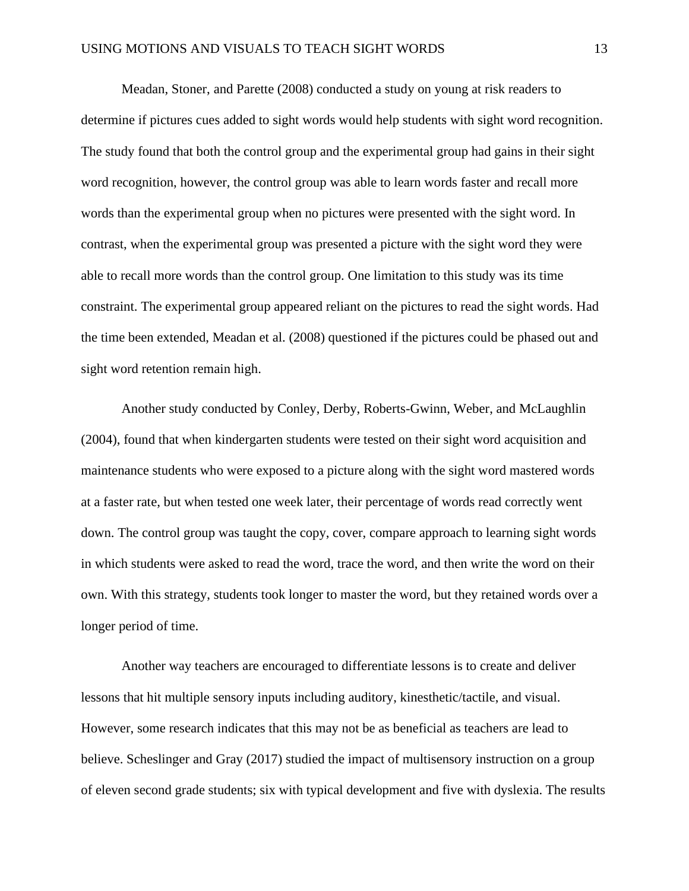Meadan, Stoner, and Parette (2008) conducted a study on young at risk readers to determine if pictures cues added to sight words would help students with sight word recognition. The study found that both the control group and the experimental group had gains in their sight word recognition, however, the control group was able to learn words faster and recall more words than the experimental group when no pictures were presented with the sight word. In contrast, when the experimental group was presented a picture with the sight word they were able to recall more words than the control group. One limitation to this study was its time constraint. The experimental group appeared reliant on the pictures to read the sight words. Had the time been extended, Meadan et al. (2008) questioned if the pictures could be phased out and sight word retention remain high.

Another study conducted by Conley, Derby, Roberts-Gwinn, Weber, and McLaughlin (2004), found that when kindergarten students were tested on their sight word acquisition and maintenance students who were exposed to a picture along with the sight word mastered words at a faster rate, but when tested one week later, their percentage of words read correctly went down. The control group was taught the copy, cover, compare approach to learning sight words in which students were asked to read the word, trace the word, and then write the word on their own. With this strategy, students took longer to master the word, but they retained words over a longer period of time.

Another way teachers are encouraged to differentiate lessons is to create and deliver lessons that hit multiple sensory inputs including auditory, kinesthetic/tactile, and visual. However, some research indicates that this may not be as beneficial as teachers are lead to believe. Scheslinger and Gray (2017) studied the impact of multisensory instruction on a group of eleven second grade students; six with typical development and five with dyslexia. The results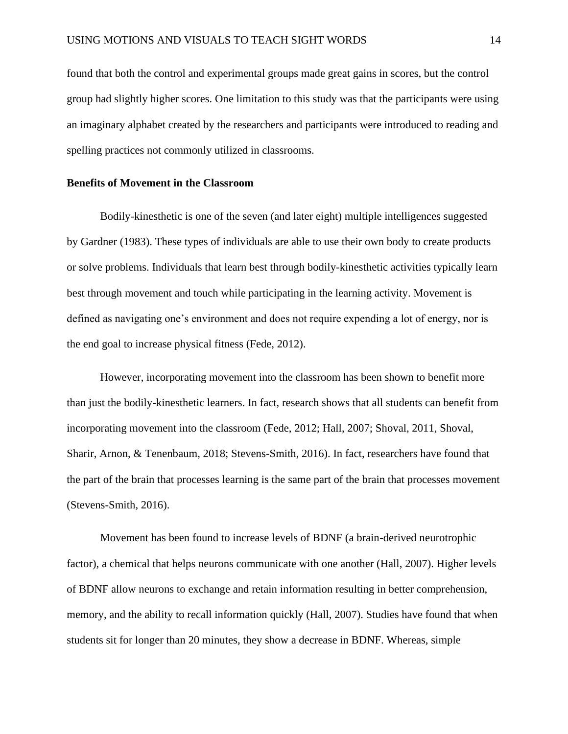found that both the control and experimental groups made great gains in scores, but the control group had slightly higher scores. One limitation to this study was that the participants were using an imaginary alphabet created by the researchers and participants were introduced to reading and spelling practices not commonly utilized in classrooms.

**Benefits of Movement in the Classroom**

Bodily-kinesthetic is one of the seven (and later eight) multiple intelligences suggested by Gardner (1983). These types of individuals are able to use their own body to create products or solve problems. Individuals that learn best through bodily-kinesthetic activities typically learn best through movement and touch while participating in the learning activity. Movement is defined as navigating one's environment and does not require expending a lot of energy, nor is the end goal to increase physical fitness (Fede, 2012).

However, incorporating movement into the classroom has been shown to benefit more than just the bodily-kinesthetic learners. In fact, research shows that all students can benefit from incorporating movement into the classroom (Fede, 2012; Hall, 2007; Shoval, 2011, Shoval, Sharir, Arnon, & Tenenbaum, 2018; Stevens-Smith, 2016). In fact, researchers have found that the part of the brain that processes learning is the same part of the brain that processes movement (Stevens-Smith, 2016).

Movement has been found to increase levels of BDNF (a brain-derived neurotrophic factor), a chemical that helps neurons communicate with one another (Hall, 2007). Higher levels of BDNF allow neurons to exchange and retain information resulting in better comprehension, memory, and the ability to recall information quickly (Hall, 2007). Studies have found that when students sit for longer than 20 minutes, they show a decrease in BDNF. Whereas, simple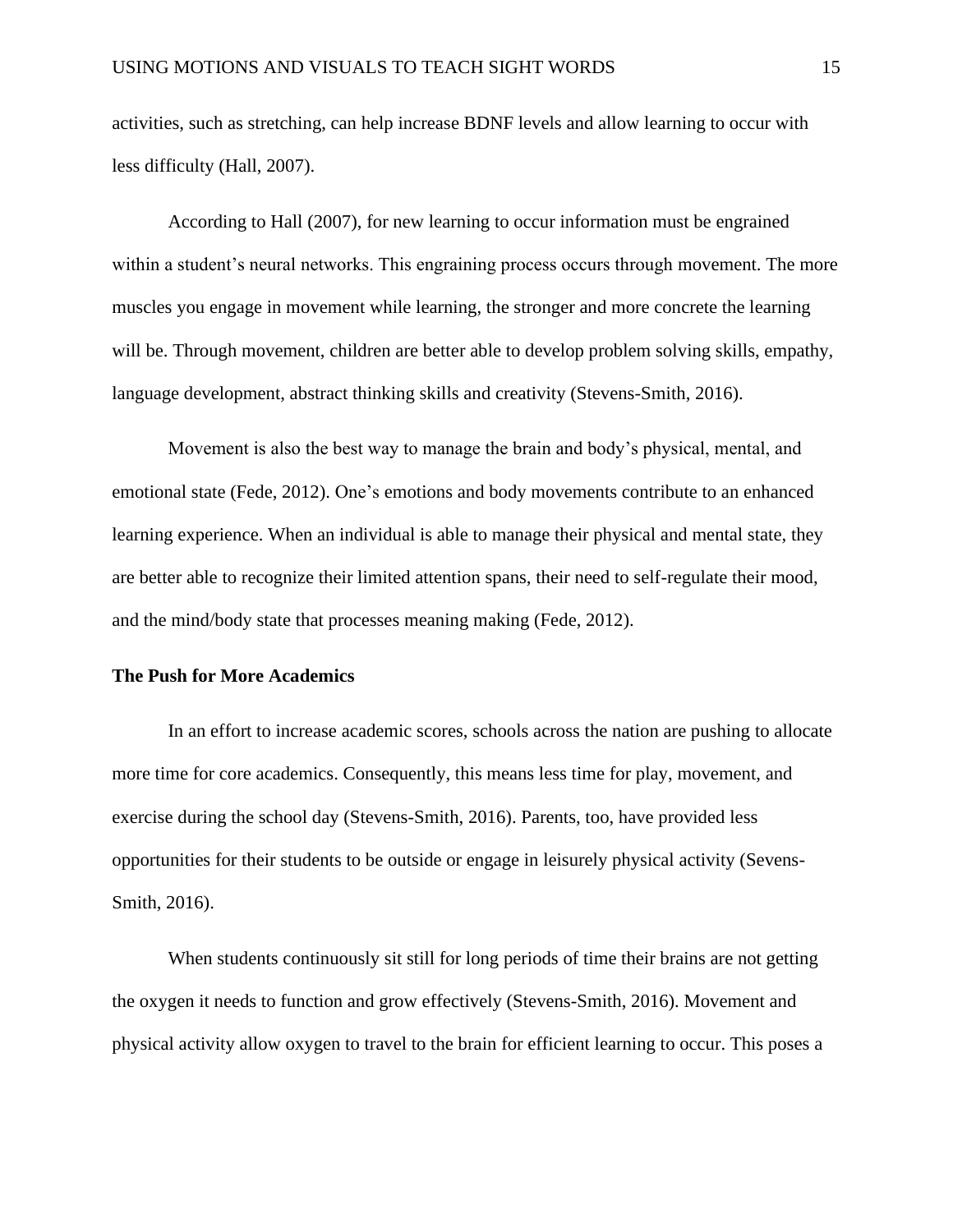activities, such as stretching, can help increase BDNF levels and allow learning to occur with less difficulty (Hall, 2007).

According to Hall (2007), for new learning to occur information must be engrained within a student's neural networks. This engraining process occurs through movement. The more muscles you engage in movement while learning, the stronger and more concrete the learning will be. Through movement, children are better able to develop problem solving skills, empathy, language development, abstract thinking skills and creativity (Stevens-Smith, 2016).

Movement is also the best way to manage the brain and body's physical, mental, and emotional state (Fede, 2012). One's emotions and body movements contribute to an enhanced learning experience. When an individual is able to manage their physical and mental state, they are better able to recognize their limited attention spans, their need to self-regulate their mood, and the mind/body state that processes meaning making (Fede, 2012).

**The Push for More Academics**

In an effort to increase academic scores, schools across the nation are pushing to allocate more time for core academics. Consequently, this means less time for play, movement, and exercise during the school day (Stevens-Smith, 2016). Parents, too, have provided less opportunities for their students to be outside or engage in leisurely physical activity (Sevens-Smith, 2016).

When students continuously sit still for long periods of time their brains are not getting the oxygen it needs to function and grow effectively (Stevens-Smith, 2016). Movement and physical activity allow oxygen to travel to the brain for efficient learning to occur. This poses a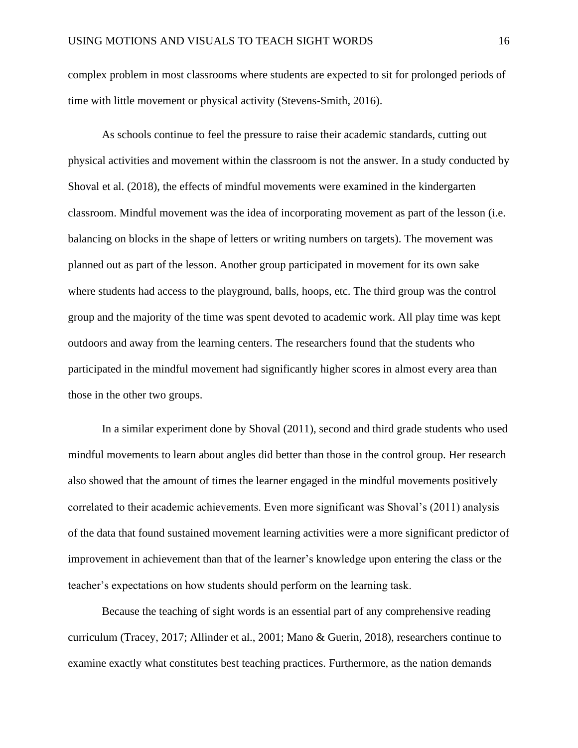complex problem in most classrooms where students are expected to sit for prolonged periods of time with little movement or physical activity (Stevens-Smith, 2016).

As schools continue to feel the pressure to raise their academic standards, cutting out physical activities and movement within the classroom is not the answer. In a study conducted by Shoval et al. (2018), the effects of mindful movements were examined in the kindergarten classroom. Mindful movement was the idea of incorporating movement as part of the lesson (i.e. balancing on blocks in the shape of letters or writing numbers on targets). The movement was planned out as part of the lesson. Another group participated in movement for its own sake where students had access to the playground, balls, hoops, etc. The third group was the control group and the majority of the time was spent devoted to academic work. All play time was kept outdoors and away from the learning centers. The researchers found that the students who participated in the mindful movement had significantly higher scores in almost every area than those in the other two groups.

In a similar experiment done by Shoval (2011), second and third grade students who used mindful movements to learn about angles did better than those in the control group. Her research also showed that the amount of times the learner engaged in the mindful movements positively correlated to their academic achievements. Even more significant was Shoval's (2011) analysis of the data that found sustained movement learning activities were a more significant predictor of improvement in achievement than that of the learner's knowledge upon entering the class or the teacher's expectations on how students should perform on the learning task.

Because the teaching of sight words is an essential part of any comprehensive reading curriculum (Tracey, 2017; Allinder et al., 2001; Mano & Guerin, 2018), researchers continue to examine exactly what constitutes best teaching practices. Furthermore, as the nation demands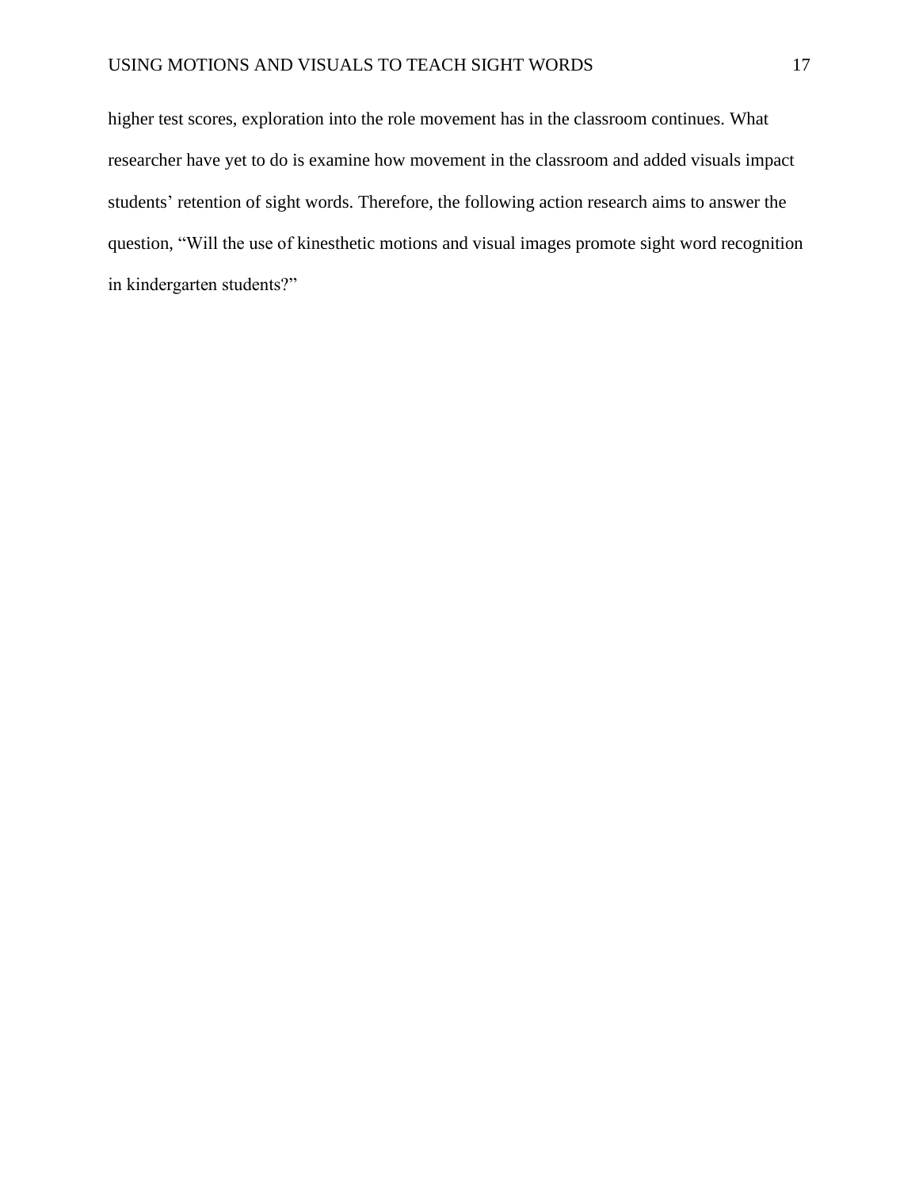higher test scores, exploration into the role movement has in the classroom continues. What researcher have yet to do is examine how movement in the classroom and added visuals impact students' retention of sight words. Therefore, the following action research aims to answer the question, "Will the use of kinesthetic motions and visual images promote sight word recognition in kindergarten students?"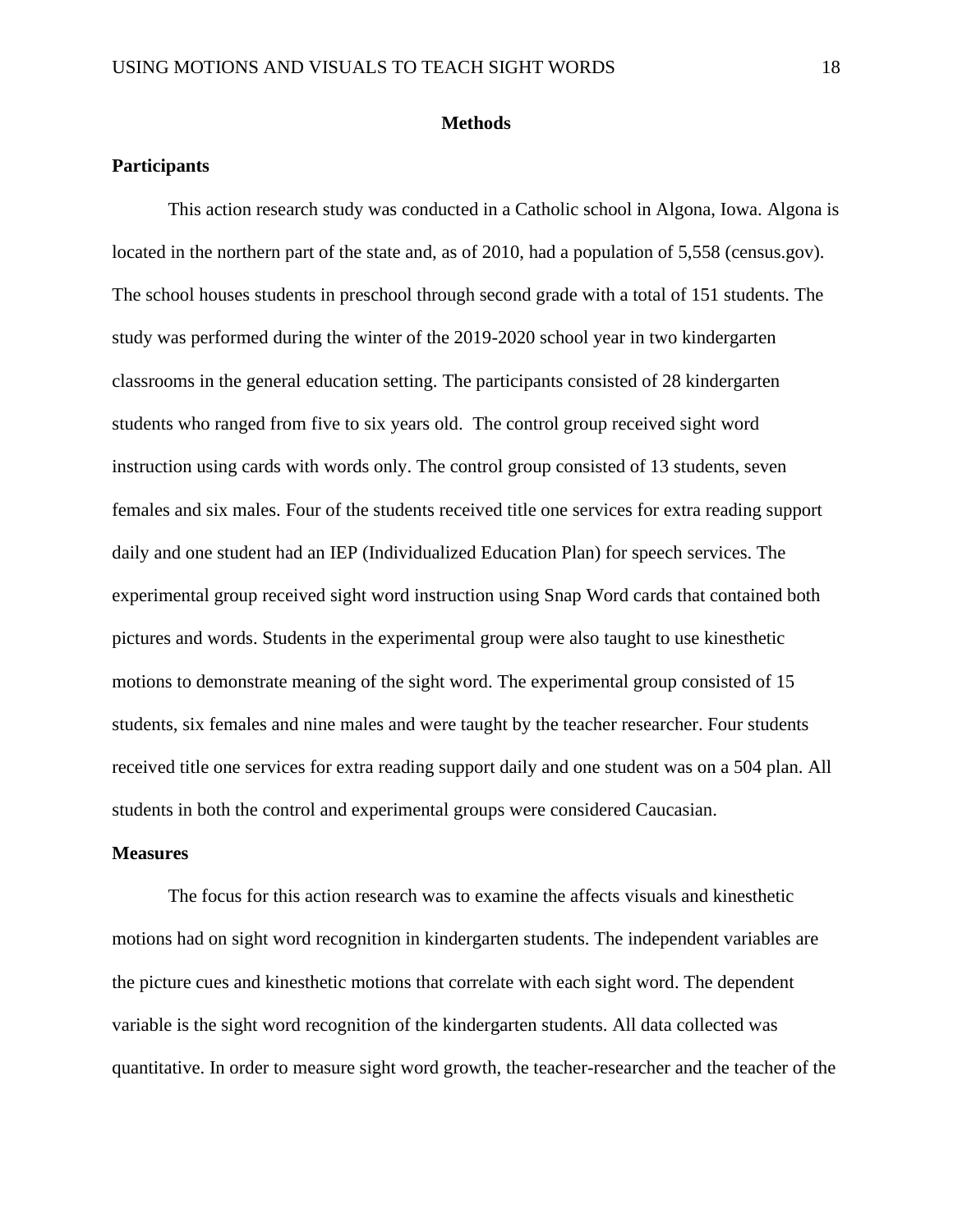## Methods

### Participants

This action research study was conducted in a Catholic school in Algona, Iowa. Algona is located in the northern part of the state and, as of 2010, had a population of 5,558 (census.gov). The school houses students in preschool through second grade with a total of 151 students. The study was performed during the winter of the 2019-2020 school year in two kindergarten classrooms in the general education setting. The participants consisted of 28 kindergarten students who ranged from five to six years old. The control group received sight word instruction using cards with words only. The control group consisted of 13 students, seven females and six males. Four of the students received title one services for extra reading support daily and one student had an IEP (Individualized Education Plan) for speech services. The experimental group received sight word instruction using Snap Word cards that contained both pictures and words. Students in the experimental group were also taught to use kinesthetic motions to demonstrate meaning of the sight word. The experimental group consisted of 15 students, six females and nine males and were taught by the teacher researcher. Four students received title one services for extra reading support daily and one student was on a 504 plan. All students in both the control and experimental groups were considered Caucasian.

### Measures

The focus for this action research was to examine the affects visuals and kinesthetic motions had on sight word recognition in kindergarten students. The independent variables are the picture cues and kinesthetic motions that correlate with each sight word. The dependent variable is the sight word recognition of the kindergarten students. All data collected was quantitative. In order to measure sight word growth, the teacher-researcher and the teacher of the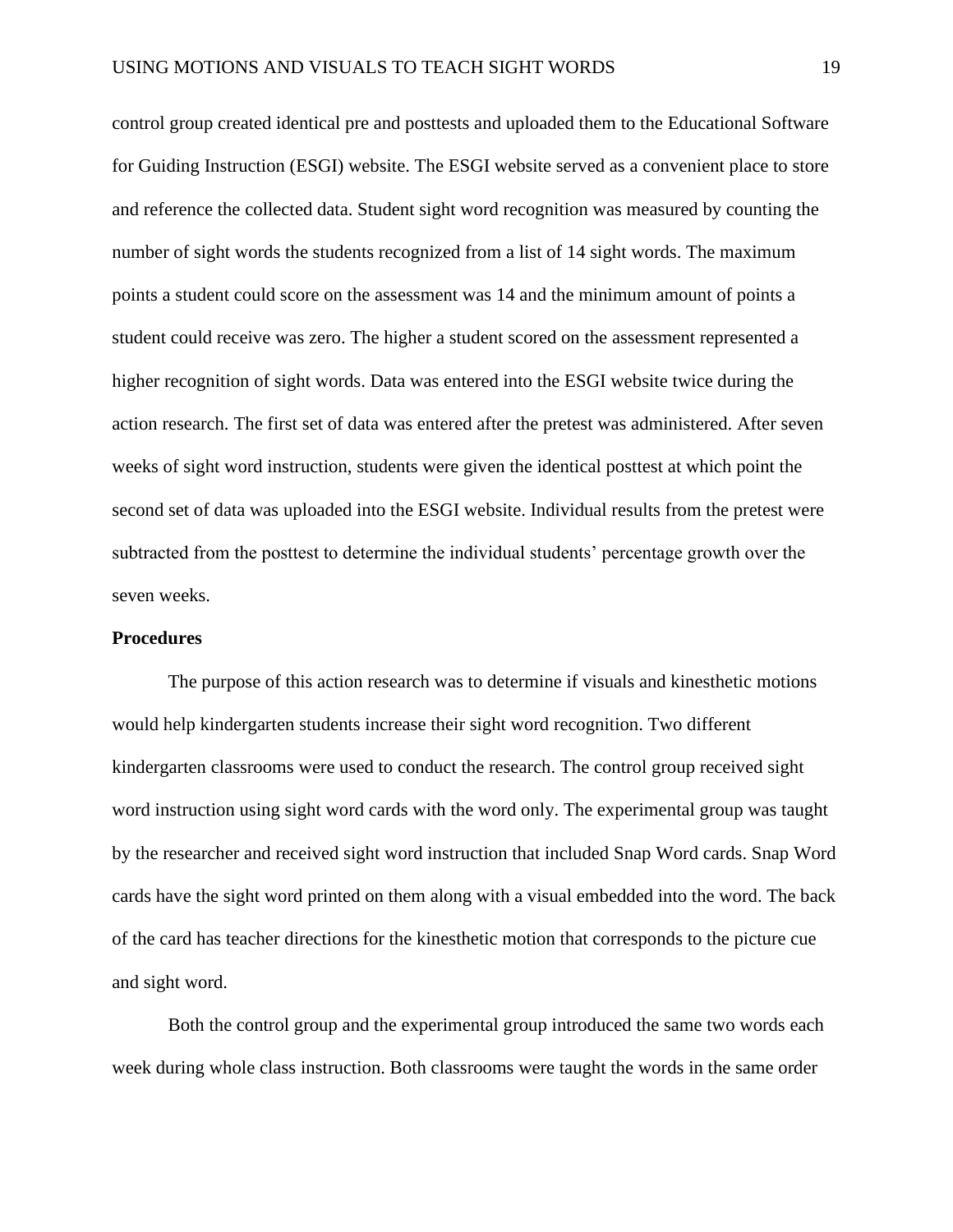control group created identical pre and posttests and uploaded them to the Educational Software for Guiding Instruction (ESGI) website. The ESGI website served as a convenient place to store and reference the collected data. Student sight word recognition was measured by counting the number of sight words the students recognized from a list of 14 sight words. The maximum points a student could score on the assessment was 14 and the minimum amount of points a student could receive was zero. The higher a student scored on the assessment represented a higher recognition of sight words. Data was entered into the ESGI website twice during the action research. The first set of data was entered after the pretest was administered. After seven weeks of sight word instruction, students were given the identical posttest at which point the second set of data was uploaded into the ESGI website. Individual results from the pretest were subtracted from the posttest to determine the individual students' percentage growth over the seven weeks.

**Procedures**

The purpose of this action research was to determine if visuals and kinesthetic motions would help kindergarten students increase their sight word recognition. Two different kindergarten classrooms were used to conduct the research. The control group received sight word instruction using sight word cards with the word only. The experimental group was taught by the researcher and received sight word instruction that included Snap Word cards. Snap Word cards have the sight word printed on them along with a visual embedded into the word. The back of the card has teacher directions for the kinesthetic motion that corresponds to the picture cue and sight word.

Both the control group and the experimental group introduced the same two words each week during whole class instruction. Both classrooms were taught the words in the same order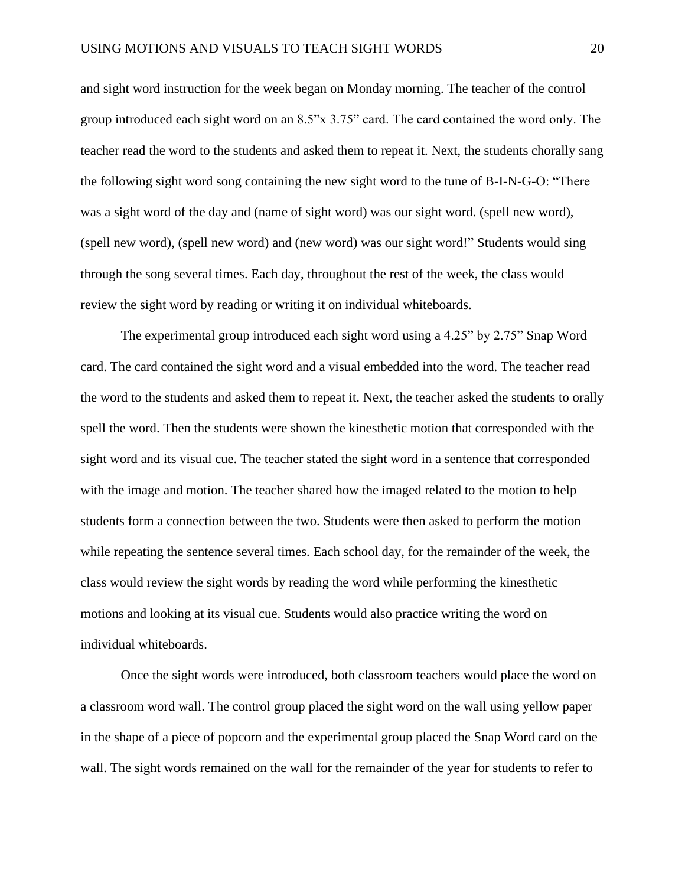and sight word instruction for the week began on Monday morning. The teacher of the control group introduced each sight word on an 8.5”x 3.75” card. The card contained the word only. The teacher read the word to the students and asked them to repeat it. Next, the students chorally sang the following sight word song containing the new sight word to the tune of B-I-N-G-O: “There was a sight word of the day and (name of sight word) was our sight word. (spell new word), (spell new word), (spell new word) and (new word) was our sight word!” Students would sing through the song several times. Each day, throughout the rest of the week, the class would review the sight word by reading or writing it on individual whiteboards.

The experimental group introduced each sight word using a 4.25” by 2.75” Snap Word card. The card contained the sight word and a visual embedded into the word. The teacher read the word to the students and asked them to repeat it. Next, the teacher asked the students to orally spell the word. Then the students were shown the kinesthetic motion that corresponded with the sight word and its visual cue. The teacher stated the sight word in a sentence that corresponded with the image and motion. The teacher shared how the imaged related to the motion to help students form a connection between the two. Students were then asked to perform the motion while repeating the sentence several times. Each school day, for the remainder of the week, the class would review the sight words by reading the word while performing the kinesthetic motions and looking at its visual cue. Students would also practice writing the word on individual whiteboards.

Once the sight words were introduced, both classroom teachers would place the word on a classroom word wall. The control group placed the sight word on the wall using yellow paper in the shape of a piece of popcorn and the experimental group placed the Snap Word card on the wall. The sight words remained on the wall for the remainder of the year for students to refer to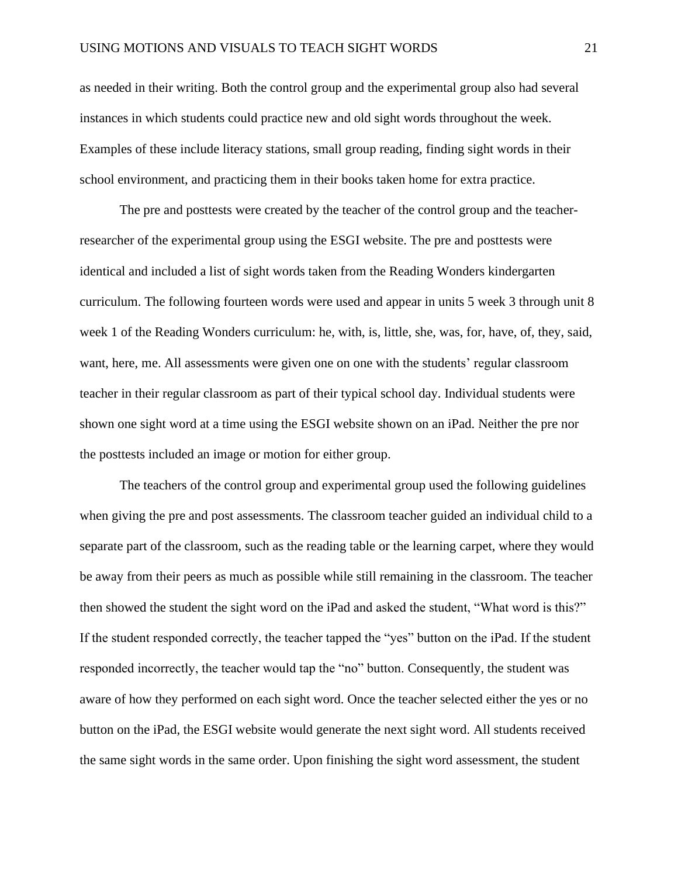as needed in their writing. Both the control group and the experimental group also had several instances in which students could practice new and old sight words throughout the week. Examples of these include literacy stations, small group reading, finding sight words in their school environment, and practicing them in their books taken home for extra practice.

The pre and posttests were created by the teacher of the control group and the teacher-researcher of the experimental group using the ESGI website. The pre and posttests were identical and included a list of sight words taken from the Reading Wonders kindergarten curriculum. The following fourteen words were used and appear in units 5 week 3 through unit 8 week 1 of the Reading Wonders curriculum: he, with, is, little, she, was, for, have, of, they, said, want, here, me. All assessments were given one on one with the students' regular classroom teacher in their regular classroom as part of their typical school day. Individual students were shown one sight word at a time using the ESGI website shown on an iPad. Neither the pre nor the posttests included an image or motion for either group.

The teachers of the control group and experimental group used the following guidelines when giving the pre and post assessments. The classroom teacher guided an individual child to a separate part of the classroom, such as the reading table or the learning carpet, where they would be away from their peers as much as possible while still remaining in the classroom. The teacher then showed the student the sight word on the iPad and asked the student, "What word is this?" If the student responded correctly, the teacher tapped the "yes" button on the iPad. If the student responded incorrectly, the teacher would tap the "no" button. Consequently, the student was aware of how they performed on each sight word. Once the teacher selected either the yes or no button on the iPad, the ESGI website would generate the next sight word. All students received the same sight words in the same order. Upon finishing the sight word assessment, the student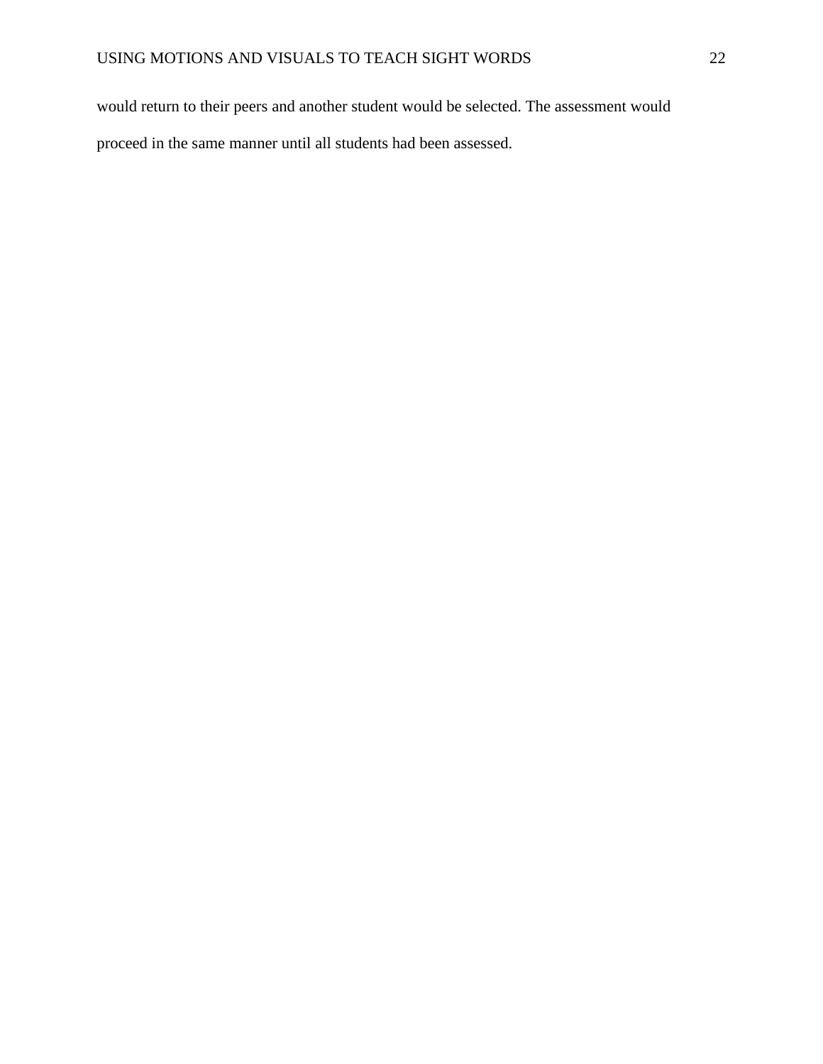would return to their peers and another student would be selected. The assessment would proceed in the same manner until all students had been assessed.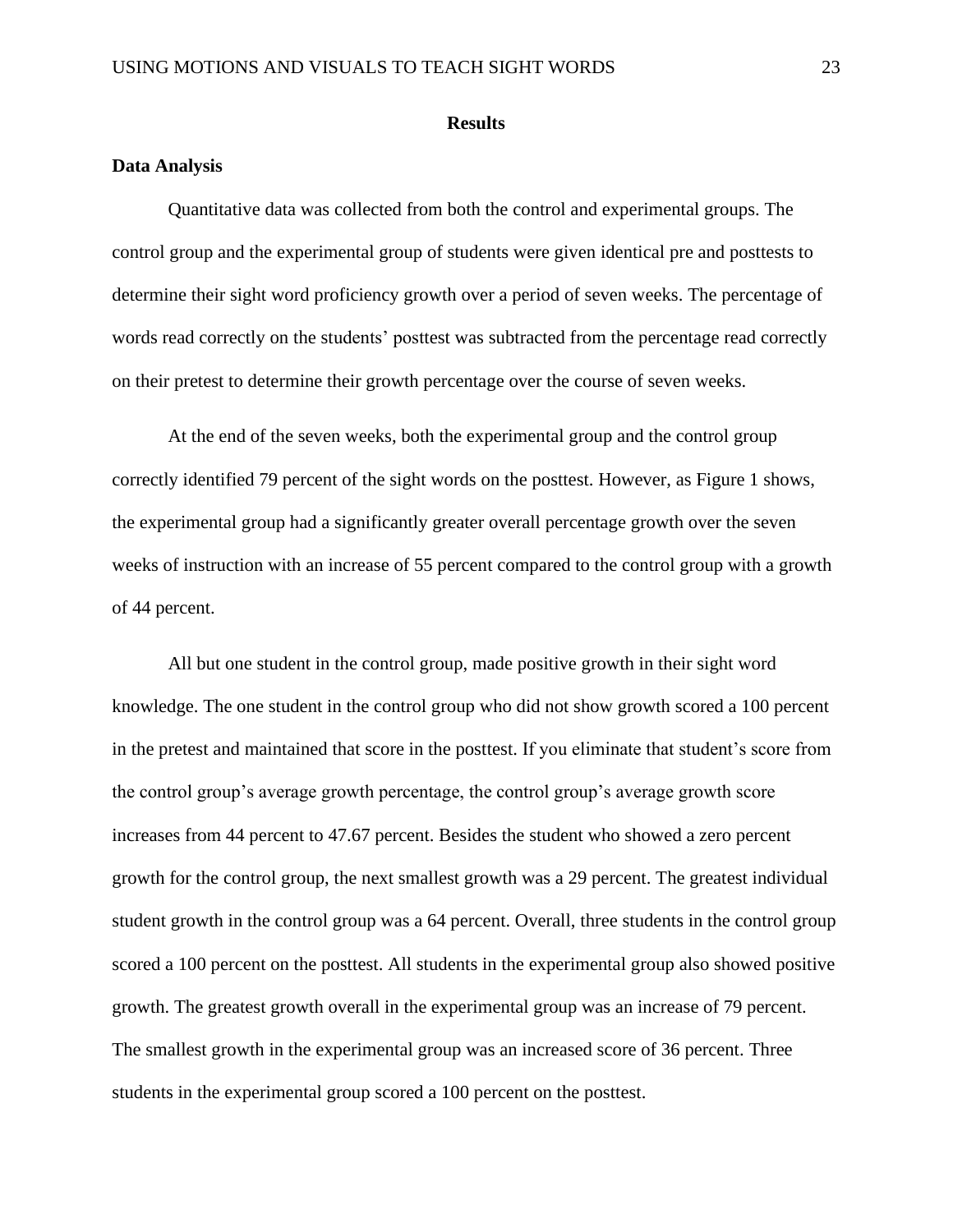## Results

### Data Analysis

Quantitative data was collected from both the control and experimental groups. The control group and the experimental group of students were given identical pre and posttests to determine their sight word proficiency growth over a period of seven weeks. The percentage of words read correctly on the students' posttest was subtracted from the percentage read correctly on their pretest to determine their growth percentage over the course of seven weeks.

At the end of the seven weeks, both the experimental group and the control group correctly identified 79 percent of the sight words on the posttest. However, as Figure 1 shows, the experimental group had a significantly greater overall percentage growth over the seven weeks of instruction with an increase of 55 percent compared to the control group with a growth of 44 percent.

All but one student in the control group, made positive growth in their sight word knowledge. The one student in the control group who did not show growth scored a 100 percent in the pretest and maintained that score in the posttest. If you eliminate that student's score from the control group's average growth percentage, the control group's average growth score increases from 44 percent to 47.67 percent. Besides the student who showed a zero percent growth for the control group, the next smallest growth was a 29 percent. The greatest individual student growth in the control group was a 64 percent. Overall, three students in the control group scored a 100 percent on the posttest. All students in the experimental group also showed positive growth. The greatest growth overall in the experimental group was an increase of 79 percent. The smallest growth in the experimental group was an increased score of 36 percent. Three students in the experimental group scored a 100 percent on the posttest.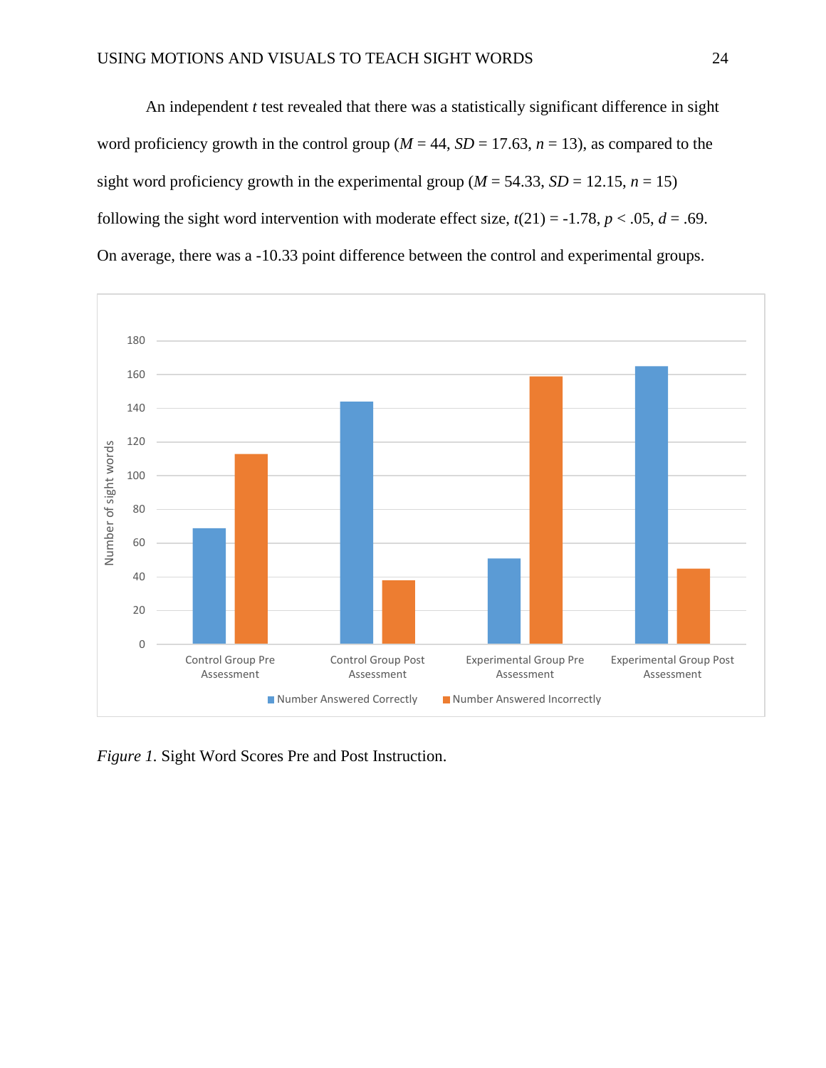An independent *t* test revealed that there was a statistically significant difference in sight word proficiency growth in the control group ($M$ = 44, $SD$ = 17.63, $n$ = 13), as compared to the sight word proficiency growth in the experimental group ($M$ = 54.33, $SD$ = 12.15, $n$ = 15) following the sight word intervention with moderate effect size, $t(21) = -1.78$, $p < .05$, $d = .69$. On average, there was a -10.33 point difference between the control and experimental groups.

*Figure 1*. Sight Word Scores Pre and Post Instruction.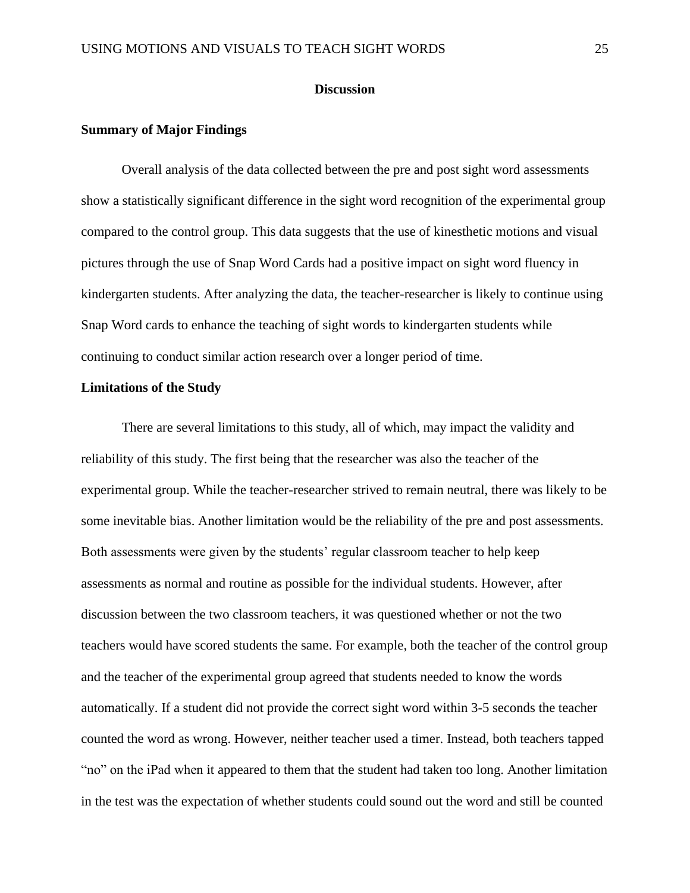## Discussion

### Summary of Major Findings

Overall analysis of the data collected between the pre and post sight word assessments show a statistically significant difference in the sight word recognition of the experimental group compared to the control group. This data suggests that the use of kinesthetic motions and visual pictures through the use of Snap Word Cards had a positive impact on sight word fluency in kindergarten students. After analyzing the data, the teacher-researcher is likely to continue using Snap Word cards to enhance the teaching of sight words to kindergarten students while continuing to conduct similar action research over a longer period of time.

### Limitations of the Study

There are several limitations to this study, all of which, may impact the validity and reliability of this study. The first being that the researcher was also the teacher of the experimental group. While the teacher-researcher strived to remain neutral, there was likely to be some inevitable bias. Another limitation would be the reliability of the pre and post assessments. Both assessments were given by the students' regular classroom teacher to help keep assessments as normal and routine as possible for the individual students. However, after discussion between the two classroom teachers, it was questioned whether or not the two teachers would have scored students the same. For example, both the teacher of the control group and the teacher of the experimental group agreed that students needed to know the words automatically. If a student did not provide the correct sight word within 3-5 seconds the teacher counted the word as wrong. However, neither teacher used a timer. Instead, both teachers tapped "no" on the iPad when it appeared to them that the student had taken too long. Another limitation in the test was the expectation of whether students could sound out the word and still be counted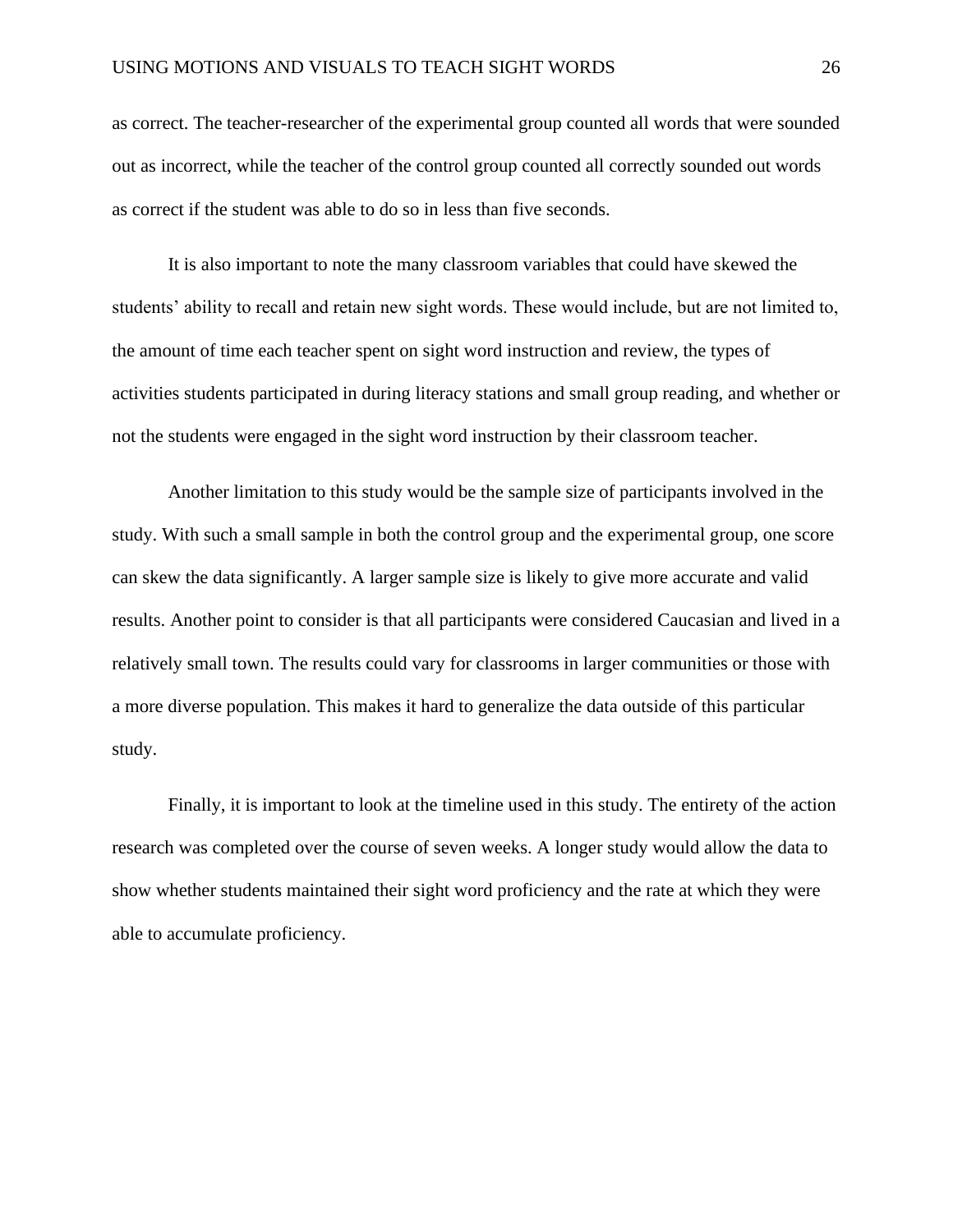as correct. The teacher-researcher of the experimental group counted all words that were sounded out as incorrect, while the teacher of the control group counted all correctly sounded out words as correct if the student was able to do so in less than five seconds.

It is also important to note the many classroom variables that could have skewed the students' ability to recall and retain new sight words. These would include, but are not limited to, the amount of time each teacher spent on sight word instruction and review, the types of activities students participated in during literacy stations and small group reading, and whether or not the students were engaged in the sight word instruction by their classroom teacher.

Another limitation to this study would be the sample size of participants involved in the study. With such a small sample in both the control group and the experimental group, one score can skew the data significantly. A larger sample size is likely to give more accurate and valid results. Another point to consider is that all participants were considered Caucasian and lived in a relatively small town. The results could vary for classrooms in larger communities or those with a more diverse population. This makes it hard to generalize the data outside of this particular study.

Finally, it is important to look at the timeline used in this study. The entirety of the action research was completed over the course of seven weeks. A longer study would allow the data to show whether students maintained their sight word proficiency and the rate at which they were able to accumulate proficiency.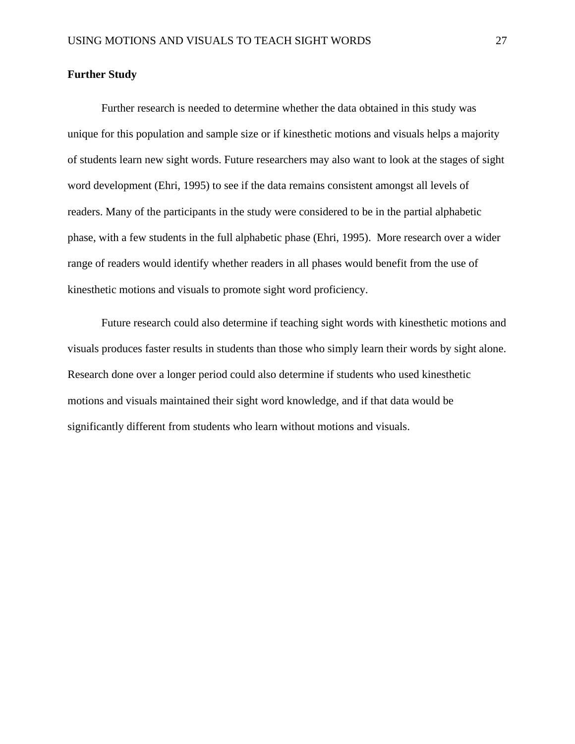**Further Study**

Further research is needed to determine whether the data obtained in this study was unique for this population and sample size or if kinesthetic motions and visuals helps a majority of students learn new sight words. Future researchers may also want to look at the stages of sight word development (Ehri, 1995) to see if the data remains consistent amongst all levels of readers. Many of the participants in the study were considered to be in the partial alphabetic phase, with a few students in the full alphabetic phase (Ehri, 1995). More research over a wider range of readers would identify whether readers in all phases would benefit from the use of kinesthetic motions and visuals to promote sight word proficiency.

Future research could also determine if teaching sight words with kinesthetic motions and visuals produces faster results in students than those who simply learn their words by sight alone. Research done over a longer period could also determine if students who used kinesthetic motions and visuals maintained their sight word knowledge, and if that data would be significantly different from students who learn without motions and visuals.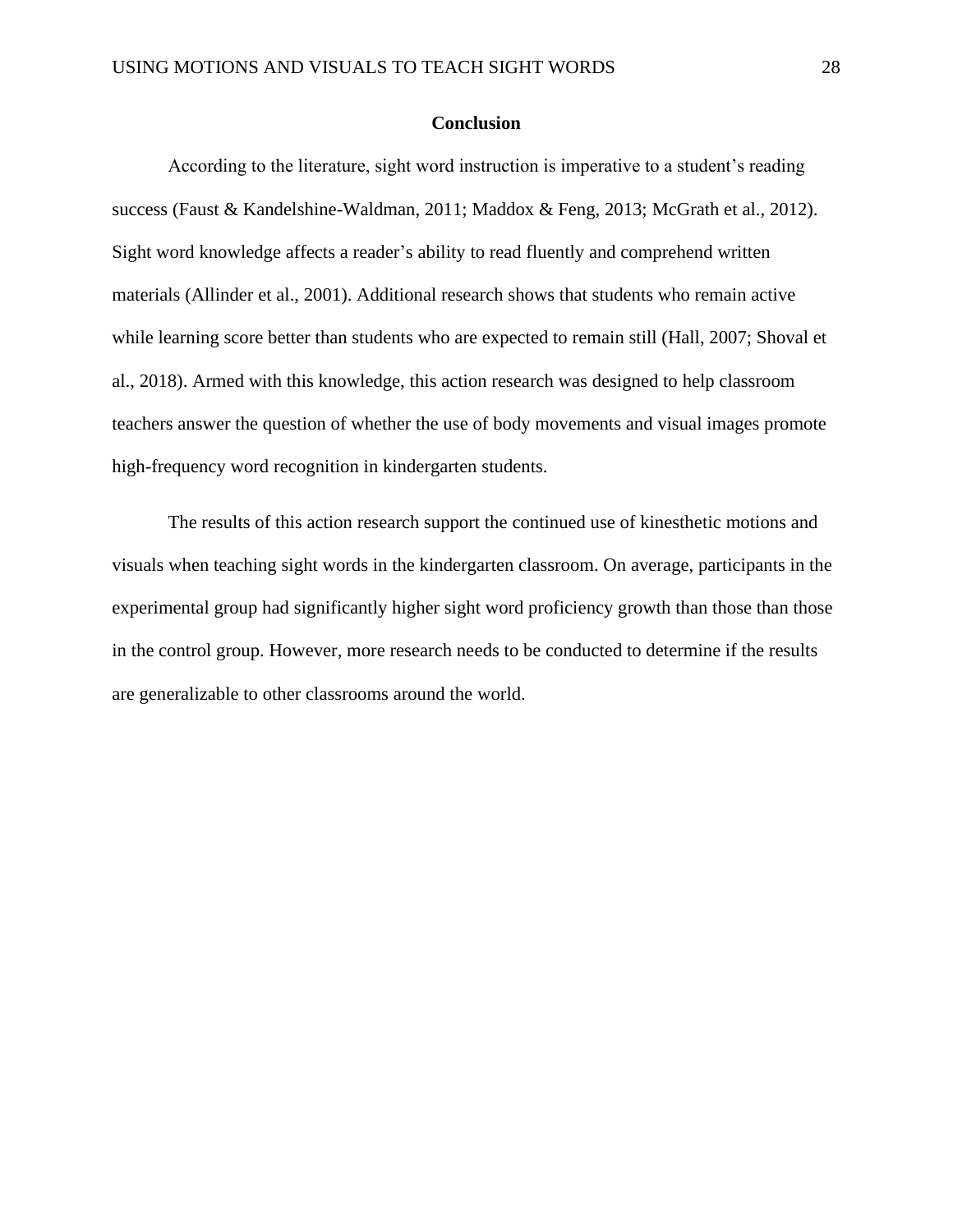## Conclusion

According to the literature, sight word instruction is imperative to a student's reading success (Faust & Kandelshine-Waldman, 2011; Maddox & Feng, 2013; McGrath et al., 2012). Sight word knowledge affects a reader's ability to read fluently and comprehend written materials (Allinder et al., 2001). Additional research shows that students who remain active while learning score better than students who are expected to remain still (Hall, 2007; Shoval et al., 2018). Armed with this knowledge, this action research was designed to help classroom teachers answer the question of whether the use of body movements and visual images promote high-frequency word recognition in kindergarten students.

The results of this action research support the continued use of kinesthetic motions and visuals when teaching sight words in the kindergarten classroom. On average, participants in the experimental group had significantly higher sight word proficiency growth than those than those in the control group. However, more research needs to be conducted to determine if the results are generalizable to other classrooms around the world.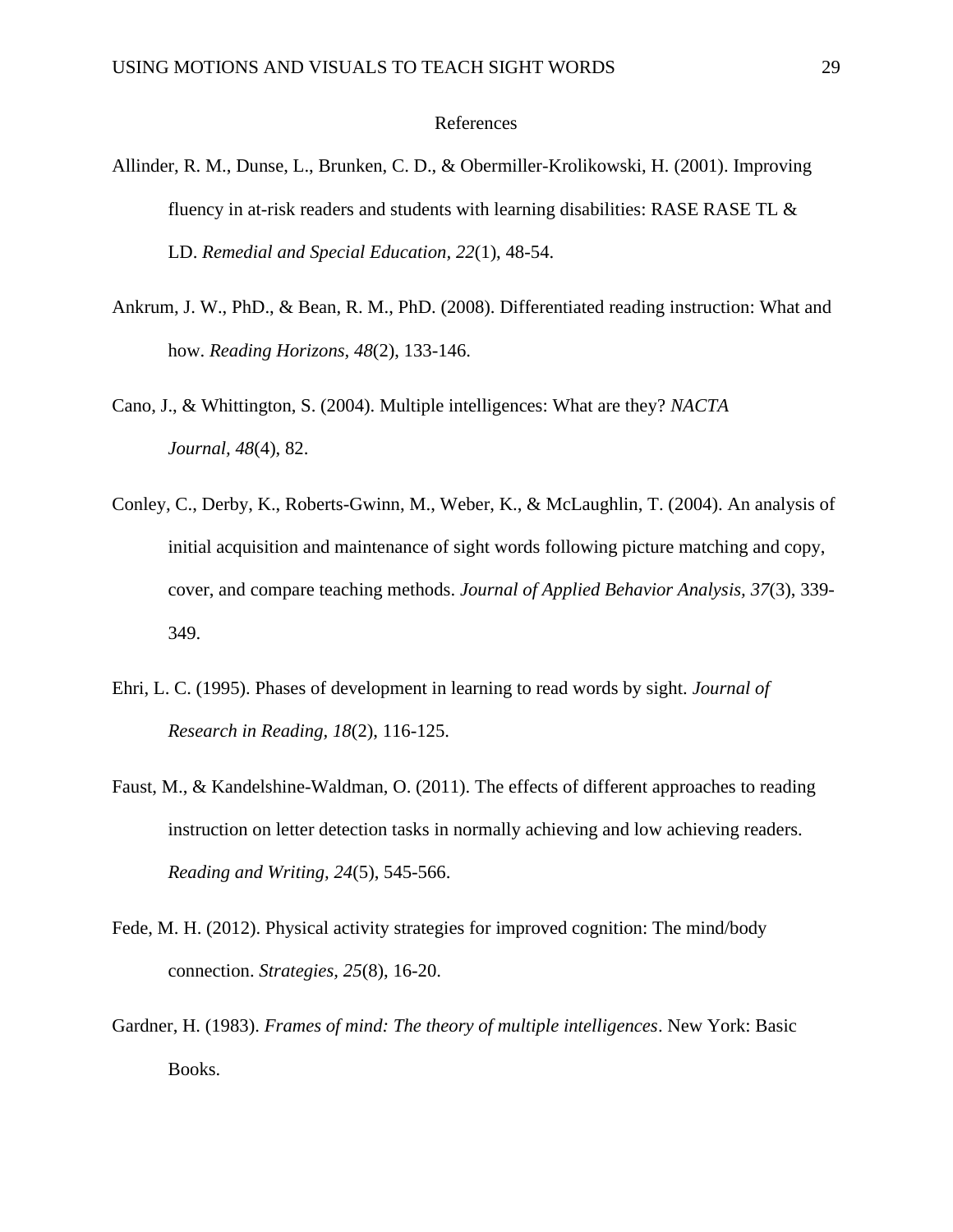# References

Allinder, R. M., Dunse, L., Brunken, C. D., & Obermiller-Krolikowski, H. (2001). Improving fluency in at-risk readers and students with learning disabilities: RASE RASE TL & LD. *Remedial and Special Education, 22*(1), 48-54.

Ankrum, J. W., PhD., & Bean, R. M., PhD. (2008). Differentiated reading instruction: What and how. *Reading Horizons, 48*(2), 133-146.

Cano, J., & Whittington, S. (2004). Multiple intelligences: What are they? *NACTA Journal, 48*(4), 82.

Conley, C., Derby, K., Roberts-Gwinn, M., Weber, K., & McLaughlin, T. (2004). An analysis of initial acquisition and maintenance of sight words following picture matching and copy, cover, and compare teaching methods. *Journal of Applied Behavior Analysis, 37*(3), 339-349.

Ehri, L. C. (1995). Phases of development in learning to read words by sight. *Journal of Research in Reading, 18*(2), 116-125.

Faust, M., & Kandelshine-Waldman, O. (2011). The effects of different approaches to reading instruction on letter detection tasks in normally achieving and low achieving readers. *Reading and Writing, 24*(5), 545-566.

Fede, M. H. (2012). Physical activity strategies for improved cognition: The mind/body connection. *Strategies, 25*(8), 16-20.

Gardner, H. (1983). *Frames of mind: The theory of multiple intelligences*. New York: Basic Books.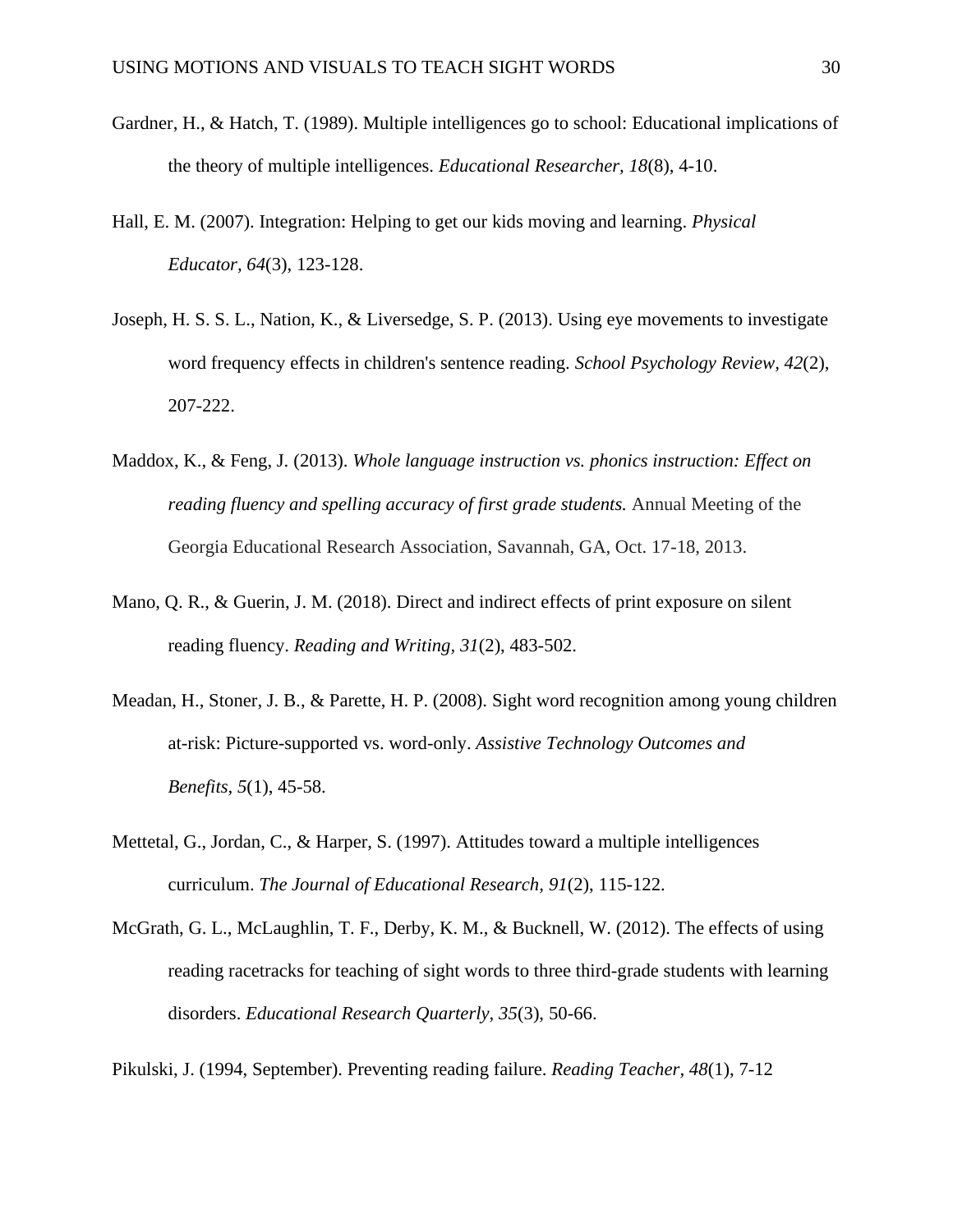Gardner, H., & Hatch, T. (1989). Multiple intelligences go to school: Educational implications of the theory of multiple intelligences. *Educational Researcher, 18*(8), 4-10.

Hall, E. M. (2007). Integration: Helping to get our kids moving and learning. *Physical Educator, 64*(3), 123-128.

Joseph, H. S. S. L., Nation, K., & Liversedge, S. P. (2013). Using eye movements to investigate word frequency effects in children's sentence reading. *School Psychology Review, 42*(2), 207-222.

Maddox, K., & Feng, J. (2013). *Whole language instruction vs. phonics instruction: Effect on reading fluency and spelling accuracy of first grade students.* Annual Meeting of the Georgia Educational Research Association, Savannah, GA, Oct. 17-18, 2013.

Mano, Q. R., & Guerin, J. M. (2018). Direct and indirect effects of print exposure on silent reading fluency. *Reading and Writing, 31*(2), 483-502.

Meadan, H., Stoner, J. B., & Parette, H. P. (2008). Sight word recognition among young children at-risk: Picture-supported vs. word-only. *Assistive Technology Outcomes and Benefits, 5*(1), 45-58.

Mettetal, G., Jordan, C., & Harper, S. (1997). Attitudes toward a multiple intelligences curriculum. *The Journal of Educational Research, 91*(2), 115-122.

McGrath, G. L., McLaughlin, T. F., Derby, K. M., & Bucknell, W. (2012). The effects of using reading racetracks for teaching of sight words to three third-grade students with learning disorders. *Educational Research Quarterly, 35*(3), 50-66.

Pikulski, J. (1994, September). Preventing reading failure. *Reading Teacher, 48*(1), 7-12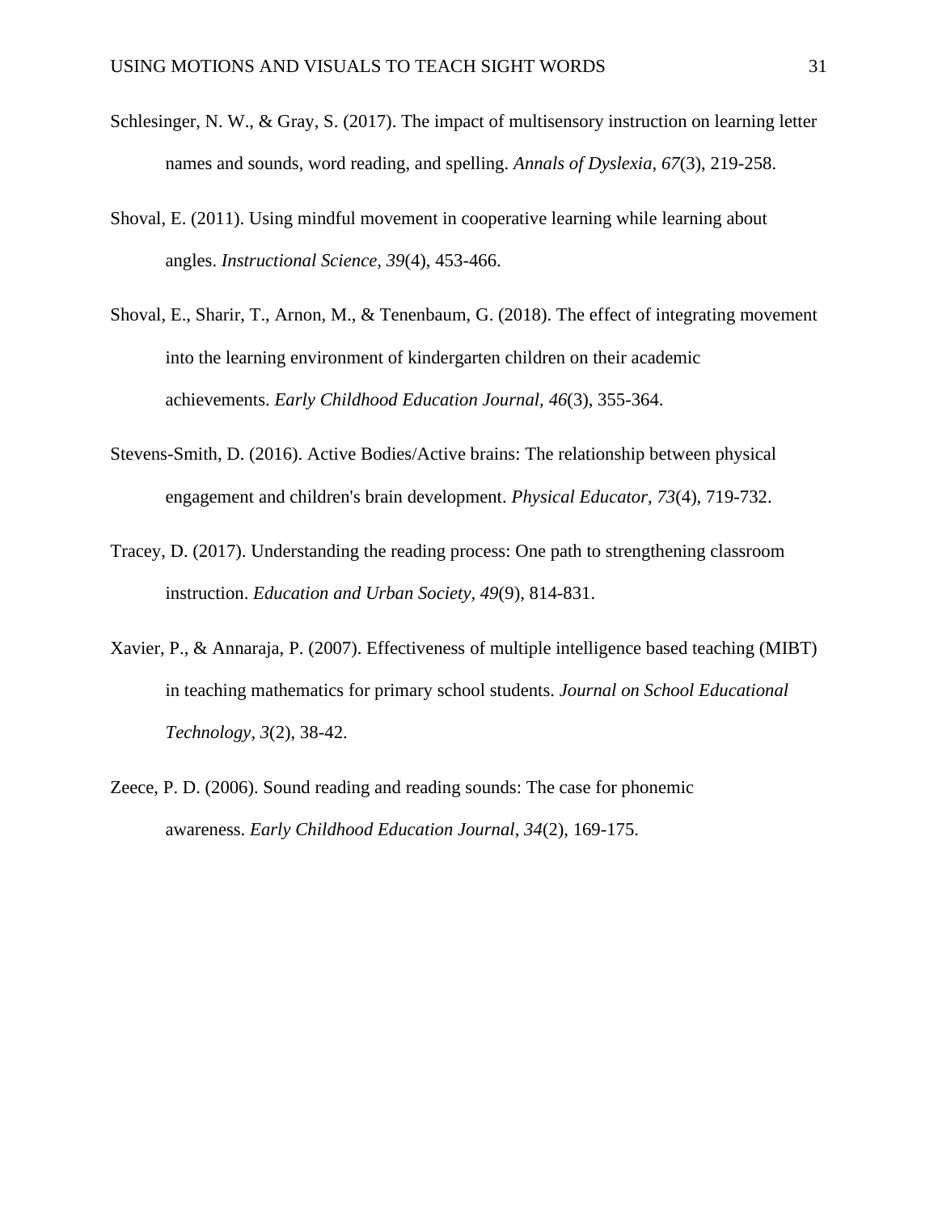Schlesinger, N. W., & Gray, S. (2017). The impact of multisensory instruction on learning letter names and sounds, word reading, and spelling. *Annals of Dyslexia, 67*(3), 219-258.

Shoval, E. (2011). Using mindful movement in cooperative learning while learning about angles. *Instructional Science, 39*(4), 453-466.

Shoval, E., Sharir, T., Arnon, M., & Tenenbaum, G. (2018). The effect of integrating movement into the learning environment of kindergarten children on their academic achievements. *Early Childhood Education Journal, 46*(3), 355-364.

Stevens-Smith, D. (2016). Active Bodies/Active brains: The relationship between physical engagement and children's brain development. *Physical Educator, 73*(4), 719-732.

Tracey, D. (2017). Understanding the reading process: One path to strengthening classroom instruction. *Education and Urban Society, 49*(9), 814-831.

Xavier, P., & Annaraja, P. (2007). Effectiveness of multiple intelligence based teaching (MIBT) in teaching mathematics for primary school students. *Journal on School Educational Technology, 3*(2), 38-42.

Zeece, P. D. (2006). Sound reading and reading sounds: The case for phonemic awareness. *Early Childhood Education Journal, 34*(2), 169-175.